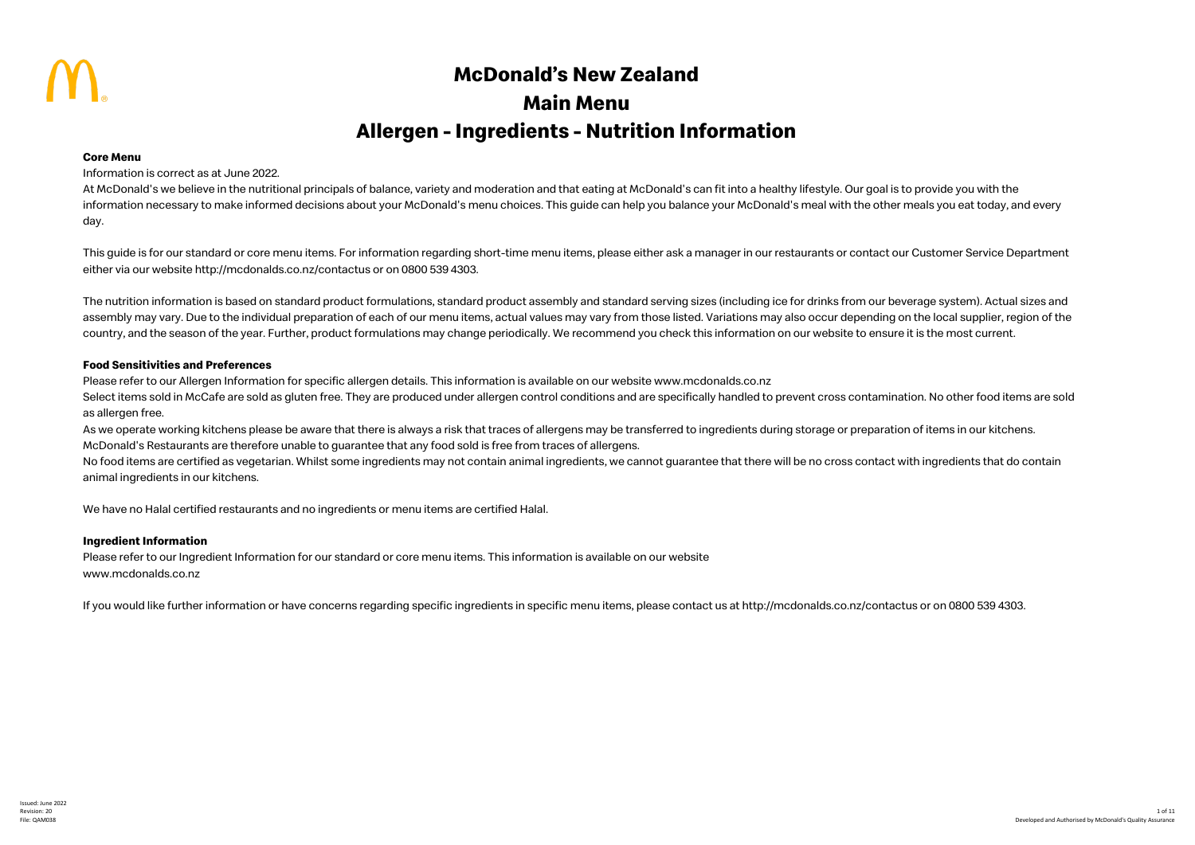# McDonald's New Zealand

# Main Menu

# Allergen - Ingredients - Nutrition Information

**Core Menu**

Information is correct as at June 2022.

At McDonald's we believe in the nutritional principals of balance, variety and moderation and that eating at McDonald's can fit into a healthy lifestyle. Our goal is to provide you with the information necessary to make informed decisions about your McDonald's menu choices. This guide can help you balance your McDonald's meal with the other meals you eat today, and every day.

This guide is for our standard or core menu items. For information regarding short-time menu items, please either ask a manager in our restaurants or contact our Customer Service Department either via our website http://mcdonalds.co.nz/contactus or on 0800 539 4303.

The nutrition information is based on standard product formulations, standard product assembly and standard serving sizes (including ice for drinks from our beverage system). Actual sizes and assembly may vary. Due to the individual preparation of each of our menu items, actual values may vary from those listed. Variations may also occur depending on the local supplier, region of the country, and the season of the year. Further, product formulations may change periodically. We recommend you check this information on our website to ensure it is the most current.

**Food Sensitivities and Preferences**

Please refer to our Allergen Information for specific allergen details. This information is available on our website www.mcdonalds.co.nz

Select items sold in McCafe are sold as gluten free. They are produced under allergen control conditions and are specifically handled to prevent cross contamination. No other food items are sold as allergen free.

As we operate working kitchens please be aware that there is always a risk that traces of allergens may be transferred to ingredients during storage or preparation of items in our kitchens. McDonald's Restaurants are therefore unable to guarantee that any food sold is free from traces of allergens.

No food items are certified as vegetarian. Whilst some ingredients may not contain animal ingredients, we cannot guarantee that there will be no cross contact with ingredients that do contain animal ingredients in our kitchens.

We have no Halal certified restaurants and no ingredients or menu items are certified Halal.

**Ingredient Information**

Please refer to our Ingredient Information for our standard or core menu items. This information is available on our website www.mcdonalds.co.nz

If you would like further information or have concerns regarding specific ingredients in specific menu items, please contact us at http://mcdonalds.co.nz/contactus or on 0800 539 4303.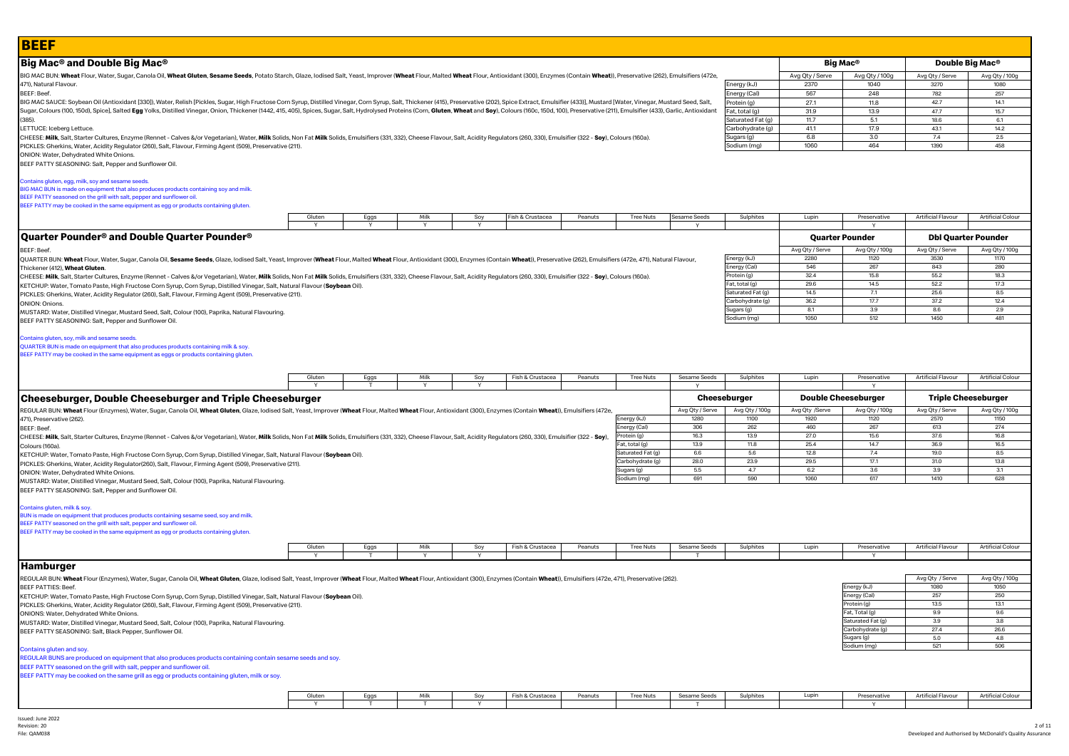# BEEF

## Big Mac® and Double Big Mac®

BIG MAC BUN: **Wheat** Flour, Water, Sugar, Canola Oil, **Wheat Gluten**, **Sesame Seeds**, Potato Starch, Glaze, Iodised Salt, Yeast, Improver (**Wheat** Flour, Malted **Wheat** Flour, Antioxidant (300), Enzymes (Contain **Wheat**)), Preservative (262), Emulsifiers (472e, 471), Natural Flavour.

BEEF: Beef.

BIG MAC SAUCE: Soybean Oil (Antioxidant [330]), Water, Relish [Pickles, Sugar, High Fructose Corn Syrup, Distilled Vinegar, Corn Syrup, Salt, Thickener (415), Preservative (202), Spice Extract, Emulsifier (433)], Mustard [Water, Vinegar, Mustard Seed, Salt, Sugar, Colours (100, 150d), Spice], Salted **Egg** Yolks, Distilled Vinegar, Onion, Thickener (1442, 415, 405), Spices, Sugar, Salt, Hydrolysed Proteins (Corn, **Gluten**, **Wheat** and **Soy**), Colours (160c, 150d, 100), Preservative (211), Emulsifier (433), Garlic, Antioxidant (385).

LETTUCE: Iceberg Lettuce.

CHEESE: **Milk**, Salt, Starter Cultures, Enzyme (Rennet - Calves &/or Vegetarian), Water, **Milk** Solids, Non Fat **Milk** Solids, Emulsifiers (331, 332), Cheese Flavour, Salt, Acidity Regulators (260, 330), Emulsifier (322 - **Soy**), Colours (160a).

PICKLES: Gherkins, Water, Acidity Regulator (260), Salt, Flavour, Firming Agent (509), Preservative (211).

ONION: Water, Dehydrated White Onions.

BEEF PATTY SEASONING: Salt, Pepper and Sunflower Oil.

| | Big Mac® | | Double Big Mac® | |
|---|---|---|---|---|
| | Avg Qty / Serve | Avg Qty / 100g | Avg Qty / Serve | Avg Qty / 100g |
| Energy (kJ) | 2370 | 1040 | 3270 | 1080 |
| Energy (Cal) | 567 | 248 | 782 | 257 |
| Protein (g) | 27.1 | 11.8 | 42.7 | 14.1 |
| Fat, total (g) | 31.9 | 13.9 | 47.7 | 15.7 |
| Saturated Fat (g) | 11.7 | 5.1 | 18.6 | 6.1 |
| Carbohydrate (g) | 41.1 | 17.9 | 43.1 | 14.2 |
| Sugars (g) | 6.8 | 3.0 | 7.4 | 2.5 |
| Sodium (mg) | 1060 | 464 | 1390 | 458 |

Contains gluten, egg, milk, soy and sesame seeds.
BIG MAC BUN is made on equipment that also produces products containing soy and milk.
BEEF PATTY seasoned on the grill with salt, pepper and sunflower oil.
BEEF PATTY may be cooked in the same equipment as egg or products containing gluten.

| Gluten | Eggs | Milk | Soy | Fish & Crustacea | Peanuts | Tree Nuts | Sesame Seeds | Sulphites | Lupin | Preservative | Artificial Flavour | Artificial Colour |
|---|---|---|---|---|---|---|---|---|---|---|---|---|
| Y | Y | Y | Y | | | | Y | | | Y | | |

## Quarter Pounder® and Double Quarter Pounder®

BEEF: Beef.

QUARTER BUN: **Wheat** Flour, Water, Sugar, Canola Oil, **Sesame Seeds**, Glaze, Iodised Salt, Yeast, Improver (**Wheat** Flour, Malted **Wheat** Flour, Antioxidant (300), Enzymes (Contain **Wheat**)), Preservative (262), Emulsifiers (472e, 471), Natural Flavour, Thickener (412), **Wheat Gluten**.

CHEESE: **Milk**, Salt, Starter Cultures, Enzyme (Rennet - Calves &/or Vegetarian), Water, **Milk** Solids, Non Fat **Milk** Solids, Emulsifiers (331, 332), Cheese Flavour, Salt, Acidity Regulators (260, 330), Emulsifier (322 - **Soy**), Colours (160a).

KETCHUP: Water, Tomato Paste, High Fructose Corn Syrup, Corn Syrup, Distilled Vinegar, Salt, Natural Flavour (**Soybean** Oil).

PICKLES: Gherkins, Water, Acidity Regulator (260), Salt, Flavour, Firming Agent (509), Preservative (211).

ONION: Onions.

MUSTARD: Water, Distilled Vinegar, Mustard Seed, Salt, Colour (100), Paprika, Natural Flavouring.

BEEF PATTY SEASONING: Salt, Pepper and Sunflower Oil.

| | Quarter Pounder | | Dbl Quarter Pounder | |
|---|---|---|---|---|
| | Avg Qty / Serve | Avg Qty / 100g | Avg Qty / Serve | Avg Qty / 100g |
| Energy (kJ) | 2280 | 1120 | 3530 | 1170 |
| Energy (Cal) | 546 | 267 | 843 | 280 |
| Protein (g) | 32.4 | 15.8 | 55.2 | 18.3 |
| Fat, total (g) | 29.6 | 14.5 | 52.2 | 17.3 |
| Saturated Fat (g) | 14.5 | 7.1 | 25.6 | 8.5 |
| Carbohydrate (g) | 36.2 | 17.7 | 37.2 | 12.4 |
| Sugars (g) | 8.1 | 3.9 | 8.6 | 2.9 |
| Sodium (mg) | 1050 | 512 | 1450 | 481 |

Contains gluten, soy, milk and sesame seeds.
QUARTER BUN is made on equipment that also produces products containing milk & soy.
BEEF PATTY may be cooked in the same equipment as eggs or products containing gluten.

| Gluten | Eggs | Milk | Soy | Fish & Crustacea | Peanuts | Tree Nuts | Sesame Seeds | Sulphites | Lupin | Preservative | Artificial Flavour | Artificial Colour |
|---|---|---|---|---|---|---|---|---|---|---|---|---|
| Y | T | Y | Y | | | | Y | | | Y | | |

## Cheeseburger, Double Cheeseburger and Triple Cheeseburger

REGULAR BUN: **Wheat** Flour (Enzymes), Water, Sugar, Canola Oil, **Wheat Gluten**, Glaze, Iodised Salt, Yeast, Improver (**Wheat** Flour, Malted **Wheat** Flour, Antioxidant (300), Enzymes (Contain **Wheat**)), Emulsifiers (472e, 471), Preservative (262).

BEEF: Beef.

CHEESE: **Milk**, Salt, Starter Cultures, Enzyme (Rennet - Calves &/or Vegetarian), Water, **Milk** Solids, Non Fat **Milk** Solids, Emulsifiers (331, 332), Cheese Flavour, Salt, Acidity Regulators (260, 330), Emulsifier (322 - **Soy**), Colours (160a).

KETCHUP: Water, Tomato Paste, High Fructose Corn Syrup, Corn Syrup, Distilled Vinegar, Salt, Natural Flavour (**Soybean** Oil).

PICKLES: Gherkins, Water, Acidity Regulator(260), Salt, Flavour, Firming Agent (509), Preservative (211).

ONION: Water, Dehydrated White Onions.

MUSTARD: Water, Distilled Vinegar, Mustard Seed, Salt, Colour (100), Paprika, Natural Flavouring.

BEEF PATTY SEASONING: Salt, Pepper and Sunflower Oil.

| | Cheeseburger | | Double Cheeseburger | | Triple Cheeseburger | |
|---|---|---|---|---|---|---|
| | Avg Qty / Serve | Avg Qty / 100g | Avg Qty /Serve | Avg Qty / 100g | Avg Qty / Serve | Avg Qty / 100g |
| Energy (kJ) | 1280 | 1100 | 1920 | 1120 | 2570 | 1150 |
| Energy (Cal) | 306 | 262 | 460 | 267 | 613 | 274 |
| Protein (g) | 16.3 | 13.9 | 27.0 | 15.6 | 37.6 | 16.8 |
| Fat, total (g) | 13.9 | 11.8 | 25.4 | 14.7 | 36.9 | 16.5 |
| Saturated Fat (g) | 6.6 | 5.6 | 12.8 | 7.4 | 19.0 | 8.5 |
| Carbohydrate (g) | 28.0 | 23.9 | 29.5 | 17.1 | 31.0 | 13.8 |
| Sugars (g) | 5.5 | 4.7 | 6.2 | 3.6 | 3.9 | 3.1 |
| Sodium (mg) | 691 | 590 | 1060 | 617 | 1410 | 628 |

Contains gluten, milk & soy.
BUN is made on equipment that produces products containing sesame seed, soy and milk.
BEEF PATTY seasoned on the grill with salt, pepper and sunflower oil.
BEEF PATTY may be cooked in the same equipment as egg or products containing gluten.

| Gluten | Eggs | Milk | Soy | Fish & Crustacea | Peanuts | Tree Nuts | Sesame Seeds | Sulphites | Lupin | Preservative | Artificial Flavour | Artificial Colour |
|---|---|---|---|---|---|---|---|---|---|---|---|---|
| Y | T | Y | Y | | | | T | | | Y | | |

## Hamburger

REGULAR BUN: **Wheat** Flour (Enzymes), Water, Sugar, Canola Oil, **Wheat Gluten**, Glaze, Iodised Salt, Yeast, Improver (**Wheat** Flour, Malted **Wheat** Flour, Antioxidant (300), Enzymes (Contain **Wheat**)), Emulsifiers (472e, 471), Preservative (262).

BEEF PATTIES: Beef.

KETCHUP: Water, Tomato Paste, High Fructose Corn Syrup, Corn Syrup, Distilled Vinegar, Salt, Natural Flavour (**Soybean** Oil).

PICKLES: Gherkins, Water, Acidity Regulator (260), Salt, Flavour, Firming Agent (509), Preservative (211).

ONIONS: Water, Dehydrated White Onions.

MUSTARD: Water, Distilled Vinegar, Mustard Seed, Salt, Colour (100), Paprika, Natural Flavouring.

BEEF PATTY SEASONING: Salt, Black Pepper, Sunflower Oil.

| | Avg Qty / Serve | Avg Qty / 100g |
|---|---|---|
| Energy (kJ) | 1080 | 1050 |
| Energy (Cal) | 257 | 250 |
| Protein (g) | 13.5 | 13.1 |
| Fat, Total (g) | 9.9 | 9.6 |
| Saturated Fat (g) | 3.9 | 3.8 |
| Carbohydrate (g) | 27.4 | 26.6 |
| Sugars (g) | 5.0 | 4.8 |
| Sodium (mg) | 521 | 506 |

Contains gluten and soy.
REGULAR BUNS are produced on equipment that also produces products contain sesame seeds and soy.
BEEF PATTY seasoned on the grill with salt, pepper and sunflower oil.
BEEF PATTY may be cooked on the same grill as egg or products containing gluten, milk or soy.

| Gluten | Eggs | Milk | Soy | Fish & Crustacea | Peanuts | Tree Nuts | Sesame Seeds | Sulphites | Lupin | Preservative | Artificial Flavour | Artificial Colour |
|---|---|---|---|---|---|---|---|---|---|---|---|---|
| Y | T | T | Y | | | | T | | | Y | | |

Issued: June 2022
Revision: 20
File: QAM038

Developed and Authorised by McDonald's Quality Assurance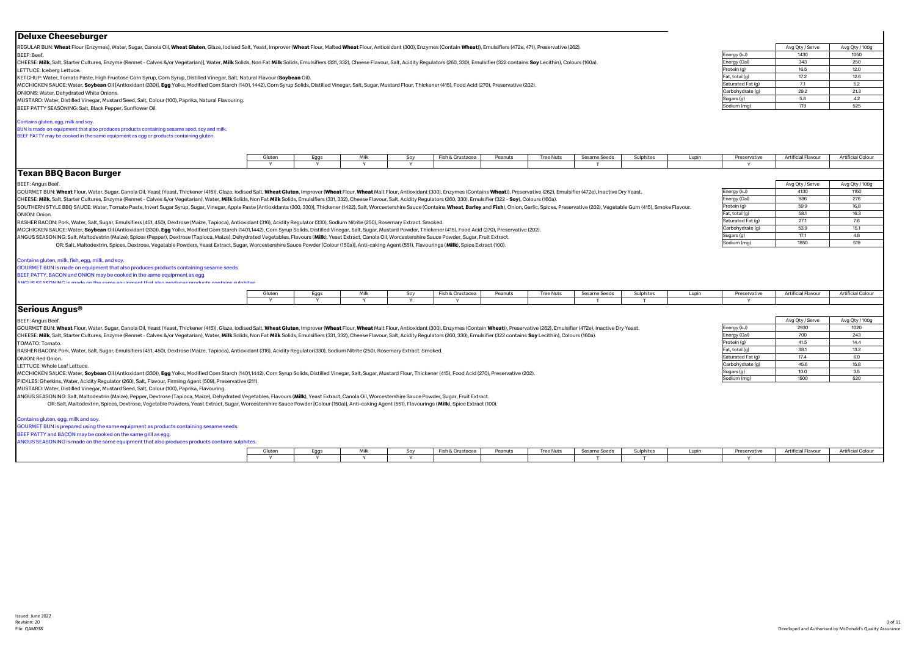## Deluxe Cheeseburger

REGULAR BUN: **Wheat** Flour (Enzymes), Water, Sugar, Canola Oil, **Wheat Gluten**, Glaze, Iodised Salt, Yeast, Improver (**Wheat** Flour, Malted **Wheat** Flour, Antioxidant (300), Enzymes (Contain **Wheat**)), Emulsifiers (472e, 471), Preservative (262).
BEEF: Beef.
CHEESE: **Milk**, Salt, Starter Cultures, Enzyme (Rennet - Calves &/or Vegetarian)], Water, **Milk** Solids, Non Fat **Milk** Solids, Emulsifiers (331, 332), Cheese Flavour, Salt, Acidity Regulators (260, 330), Emulsifier (322 contains **Soy** Lecithin), Colours (160a).
LETTUCE: Iceberg Lettuce.
KETCHUP: Water, Tomato Paste, High Fructose Corn Syrup, Corn Syrup, Distilled Vinegar, Salt, Natural Flavour (**Soybean** Oil).
MCCHICKEN SAUCE: Water, **Soybean** Oil [Antioxidant (330)], **Egg** Yolks, Modified Corn Starch (1401, 1442), Corn Syrup Solids, Distilled Vinegar, Salt, Sugar, Mustard Flour, Thickener (415), Food Acid (270), Preservative (202).
ONIONS: Water, Dehydrated White Onions.
MUSTARD: Water, Distilled Vinegar, Mustard Seed, Salt, Colour (100), Paprika, Natural Flavouring.
BEEF PATTY SEASONING: Salt, Black Pepper, Sunflower Oil.

| | Avg Qty / Serve | Avg Qty / 100g |
|---|---|---|
| Energy (kJ) | 1430 | 1050 |
| Energy (Cal) | 343 | 250 |
| Protein (g) | 16.5 | 12.0 |
| Fat, total (g) | 17.2 | 12.6 |
| Saturated Fat (g) | 7.1 | 5.2 |
| Carbohydrate (g) | 29.2 | 21.3 |
| Sugars (g) | 5.8 | 4.2 |
| Sodium (mg) | 719 | 525 |

Contains gluten, egg, milk and soy.
BUN is made on equipment that also produces products containing sesame seed, soy and milk.
BEEF PATTY may be cooked in the same equipment as egg or products containing gluten.

| Gluten | Eggs | Milk | Soy | Fish & Crustacea | Peanuts | Tree Nuts | Sesame Seeds | Sulphites | Lupin | Preservative | Artificial Flavour | Artificial Colour |
|---|---|---|---|---|---|---|---|---|---|---|---|---|
| Y | Y | Y | Y | | | | T | | | Y | | |

## Texan BBQ Bacon Burger

BEEF: Angus Beef.
GOURMET BUN: **Wheat** Flour, Water, Sugar, Canola Oil, Yeast (Yeast, Thickener (415)), Glaze, Iodised Salt, **Wheat Gluten**, Improver (**Wheat** Flour, **Wheat** Malt Flour, Antioxidant (300), Enzymes (Contains **Wheat**)), Preservative (262), Emulsifier (472e), Inactive Dry Yeast.
CHEESE: **Milk**, Salt, Starter Cultures, Enzyme (Rennet - Calves &/or Vegetarian), Water, **Milk** Solids, Non Fat **Milk** Solids, Emulsifiers (331, 332), Cheese Flavour, Salt, Acidity Regulators (260, 330), Emulsifier (322 - **Soy**), Colours (160a).
SOUTHERN STYLE BBQ SAUCE: Water, Tomato Paste, Invert Sugar Syrup, Sugar, Vinegar, Apple Paste [Antioxidants (300, 330)], Thickener (1422), Salt, Worcestershire Sauce (Contains **Wheat**, **Barley** and **Fish**), Onion, Garlic, Spices, Preservative (202), Vegetable Gum (415), Smoke Flavour.
ONION: Onion.
RASHER BACON: Pork, Water, Salt, Sugar, Emulsifiers (451, 450), Dextrose (Maize, Tapioca), Antioxidant (316), Acidity Regulator (330), Sodium Nitrite (250), Rosemary Extract. Smoked.
MCCHICKEN SAUCE: Water, **Soybean** Oil (Antioxidant (330)), **Egg** Yolks, Modified Corn Starch (1401,1442), Corn Syrup Solids, Distilled Vinegar, Salt, Sugar, Mustard Powder, Thickener (415), Food Acid (270), Preservative (202).
ANGUS SEASONING: Salt, Maltodextrin (Maize), Spices (Pepper), Dextrose (Tapioca, Maize), Dehydrated Vegetables, Flavours (**Milk**), Yeast Extract, Canola Oil, Worcestershire Sauce Powder, Sugar, Fruit Extract.
OR: Salt, Maltodextrin, Spices, Dextrose, Vegetable Powders, Yeast Extract, Sugar, Worcestershire Sauce Powder [Colour (150a)], Anti-caking Agent (551), Flavourings (**Milk**), Spice Extract (100).

| | Avg Qty / Serve | Avg Qty / 100g |
|---|---|---|
| Energy (kJ) | 4130 | 1150 |
| Energy (Cal) | 986 | 276 |
| Protein (g) | 59.9 | 16.8 |
| Fat, total (g) | 58.1 | 16.3 |
| Saturated Fat (g) | 27.1 | 7.6 |
| Carbohydrate (g) | 53.9 | 15.1 |
| Sugars (g) | 17.1 | 4.8 |
| Sodium (mg) | 1850 | 519 |

Contains gluten, milk, fish, egg, milk and soy.
GOURMET BUN is made on equipment that also produces products containing sesame seeds.
BEEF PATTY, BACON and ONION may be cooked in the same equipment as egg.
ANGUS SEASONING is made on the same equipment that also produces products contains sulphites.

| Gluten | Eggs | Milk | Soy | Fish & Crustacea | Peanuts | Tree Nuts | Sesame Seeds | Sulphites | Lupin | Preservative | Artificial Flavour | Artificial Colour |
|---|---|---|---|---|---|---|---|---|---|---|---|---|
| Y | Y | Y | Y | Y | | | T | T | | Y | | |

## Serious Angus®

BEEF: Angus Beef.
GOURMET BUN: **Wheat** Flour, Water, Sugar, Canola Oil, Yeast (Yeast, Thickener (415)), Glaze, Iodised Salt, **Wheat Gluten**, Improver (**Wheat** Flour, **Wheat** Malt Flour, Antioxidant (300), Enzymes (Contain **Wheat**)), Preservative (262), Emulsifier (472e), Inactive Dry Yeast.
CHEESE: **Milk**, Salt, Starter Cultures, Enzyme (Rennet - Calves &/or Vegetarian), Water, **Milk** Solids, Non Fat **Milk** Solids, Emulsifiers (331, 332), Cheese Flavour, Salt, Acidity Regulators (260, 330), Emulsifier (322 contains **Soy** Lecithin), Colours (160a).
TOMATO: Tomato.
RASHER BACON: Pork, Water, Salt, Sugar, Emulsifiers (451, 450), Dextrose (Maize, Tapioca), Antioxidant (316), Acidity Regulator(330), Sodium Nitrite (250), Rosemary Extract. Smoked.
ONION: Red Onion.
LETTUCE: Whole Leaf Lettuce.
MCCHICKEN SAUCE: Water, **Soybean** Oil (Antioxidant (330)), **Egg** Yolks, Modified Corn Starch (1401,1442), Corn Syrup Solids, Distilled Vinegar, Salt, Sugar, Mustard Flour, Thickener (415), Food Acid (270), Preservative (202).
PICKLES: Gherkins, Water, Acidity Regulator (260), Salt, Flavour, Firming Agent (509), Preservative (211).
MUSTARD: Water, Distilled Vinegar, Mustard Seed, Salt, Colour (100), Paprika, Flavouring.
ANGUS SEASONING: Salt, Maltodextrin (Maize), Pepper, Dextrose (Tapioca, Maize), Dehydrated Vegetables, Flavours (**Milk**), Yeast Extract, Canola Oil, Worcestershire Sauce Powder, Sugar, Fruit Extract.
OR: Salt, Maltodextrin, Spices, Dextrose, Vegetable Powders, Yeast Extract, Sugar, Worcestershire Sauce Powder [Colour (150a)], Anti-caking Agent (551), Flavourings (**Milk**), Spice Extract (100).

| | Avg Qty / Serve | Avg Qty / 100g |
|---|---|---|
| Energy (kJ) | 2930 | 1020 |
| Energy (Cal) | 700 | 243 |
| Protein (g) | 41.5 | 14.4 |
| Fat, total (g) | 38.1 | 13.2 |
| Saturated Fat (g) | 17.4 | 6.0 |
| Carbohydrate (g) | 45.6 | 15.8 |
| Sugars (g) | 10.0 | 3.5 |
| Sodium (mg) | 1500 | 520 |

Contains gluten, egg, milk and soy.
GOURMET BUN is prepared using the same equipment as products containing sesame seeds.
BEEF PATTY and BACON may be cooked on the same grill as egg.
ANGUS SEASONING is made on the same equipment that also produces products contains sulphites.

| Gluten | Eggs | Milk | Soy | Fish & Crustacea | Peanuts | Tree Nuts | Sesame Seeds | Sulphites | Lupin | Preservative | Artificial Flavour | Artificial Colour |
|---|---|---|---|---|---|---|---|---|---|---|---|---|
| Y | Y | Y | Y | | | | T | T | | Y | | |

Issued: June 2022
Revision: 20
File: QAM038

Developed and Authorised by McDonald's Quality Assurance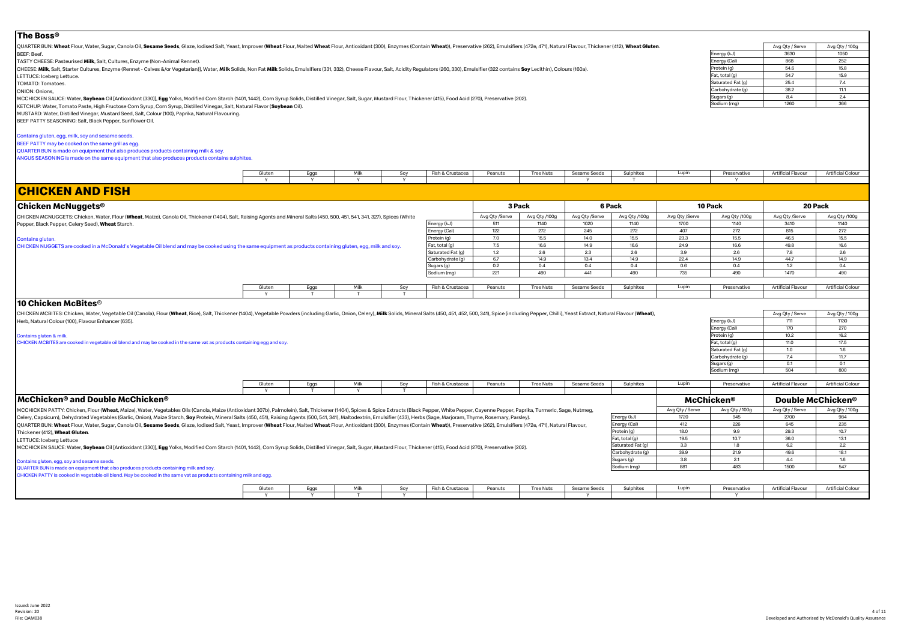## The Boss®

QUARTER BUN: **Wheat** Flour, Water, Sugar, Canola Oil, **Sesame Seeds**, Glaze, Iodised Salt, Yeast, Improver (**Wheat** Flour, Malted **Wheat** Flour, Antioxidant (300), Enzymes (Contain **Wheat**)), Preservative (262), Emulsifiers (472e, 471), Natural Flavour, Thickener (412), **Wheat Gluten**.
BEEF: Beef.
TASTY CHEESE: Pasteurised **Milk**, Salt, Cultures, Enzyme (Non-Animal Rennet).
CHEESE: **Milk**, Salt, Starter Cultures, Enzyme (Rennet - Calves &/or Vegetarian)], Water, **Milk** Solids, Non Fat **Milk** Solids, Emulsifiers (331, 332), Cheese Flavour, Salt, Acidity Regulators (260, 330), Emulsifier (322 contains **Soy** Lecithin), Colours (160a).
LETTUCE: Iceberg Lettuce.
TOMATO: Tomatoes.
ONION: Onions,
MCCHICKEN SAUCE: Water, **Soybean** Oil [Antioxidant (330)], **Egg** Yolks, Modified Corn Starch (1401, 1442), Corn Syrup Solids, Distilled Vinegar, Salt, Sugar, Mustard Flour, Thickener (415), Food Acid (270), Preservative (202).
KETCHUP: Water, Tomato Paste, High Fructose Corn Syrup, Corn Syrup, Distilled Vinegar, Salt, Natural Flavor (**Soybean** Oil).
MUSTARD: Water, Distilled Vinegar, Mustard Seed, Salt, Colour (100), Paprika, Natural Flavouring.
BEEF PATTY SEASONING: Salt, Black Pepper, Sunflower Oil.

Contains gluten, egg, milk, soy and sesame seeds.
BEEF PATTY may be cooked on the same grill as egg.
QUARTER BUN is made on equipment that also produces products containing milk & soy.
ANGUS SEASONING is made on the same equipment that also produces products contains sulphites.

| | Avg Qty / Serve | Avg Qty / 100g |
|---|---|---|
| Energy (kJ) | 3630 | 1050 |
| Energy (Cal) | 868 | 252 |
| Protein (g) | 54.6 | 15.8 |
| Fat, total (g) | 54.7 | 15.9 |
| Saturated Fat (g) | 25.4 | 7.4 |
| Carbohydrate (g) | 38.2 | 11.1 |
| Sugars (g) | 8.4 | 2.4 |
| Sodium (mg) | 1260 | 366 |

| Gluten | Eggs | Milk | Soy | Fish & Crustacea | Peanuts | Tree Nuts | Sesame Seeds | Sulphites | Lupin | Preservative | Artificial Flavour | Artificial Colour |
|---|---|---|---|---|---|---|---|---|---|---|---|---|
| Y | Y | Y | Y | | | | Y | T | | Y | | |

# CHICKEN AND FISH

## Chicken McNuggets®

CHICKEN MCNUGGETS: Chicken, Water, Flour (**Wheat**, Maize), Canola Oil, Thickener (1404), Salt, Raising Agents and Mineral Salts (450, 500, 451, 541, 341, 327), Spices (White Pepper, Black Pepper, Celery Seed), **Wheat** Starch.

Contains gluten.
CHICKEN NUGGETS are cooked in a McDonald's Vegetable Oil blend and may be cooked using the same equipment as products containing gluten, egg, milk and soy.

| | 3 Pack | | 6 Pack | | 10 Pack | | 20 Pack | |
|---|---|---|---|---|---|---|---|---|
| | Avg Qty /Serve | Avg Qty /100g | Avg Qty /Serve | Avg Qty /100g | Avg Qty /Serve | Avg Qty /100g | Avg Qty /Serve | Avg Qty /100g |
| Energy (kJ) | 511 | 1140 | 1020 | 1140 | 1700 | 1140 | 3410 | 1140 |
| Energy (Cal) | 122 | 272 | 245 | 272 | 407 | 272 | 815 | 272 |
| Protein (g) | 7.0 | 15.5 | 14.0 | 15.5 | 23.3 | 15.5 | 46.5 | 15.5 |
| Fat, total (g) | 7.5 | 16.6 | 14.9 | 16.6 | 24.9 | 16.6 | 49.8 | 16.6 |
| Saturated Fat (g) | 1.2 | 2.6 | 2.3 | 2.6 | 3.9 | 2.6 | 7.8 | 2.6 |
| Carbohydrate (g) | 6.7 | 14.9 | 13.4 | 14.9 | 22.4 | 14.9 | 44.7 | 14.9 |
| Sugars (g) | 0.2 | 0.4 | 0.4 | 0.4 | 0.6 | 0.4 | 1.2 | 0.4 |
| Sodium (mg) | 221 | 490 | 441 | 490 | 735 | 490 | 1470 | 490 |

| Gluten | Eggs | Milk | Soy | Fish & Crustacea | Peanuts | Tree Nuts | Sesame Seeds | Sulphites | Lupin | Preservative | Artificial Flavour | Artificial Colour |
|---|---|---|---|---|---|---|---|---|---|---|---|---|
| Y | T | T | T | | | | | | | | | |

## 10 Chicken McBites®

CHICKEN MCBITES: Chicken, Water, Vegetable Oil (Canola), Flour (**Wheat**, Rice), Salt, Thickener (1404), Vegetable Powders (including Garlic, Onion, Celery), **Milk** Solids, Mineral Salts (450, 451, 452, 500, 341), Spice (including Pepper, Chilli), Yeast Extract, Natural Flavour (**Wheat**), Herb, Natural Colour (100), Flavour Enhancer (635).

Contains gluten & milk.
CHICKEN MCBITES are cooked in vegetable oil blend and may be cooked in the same vat as products containing egg and soy.

| | Avg Qty / Serve | Avg Qty / 100g |
|---|---|---|
| Energy (kJ) | 711 | 1130 |
| Energy (Cal) | 170 | 270 |
| Protein (g) | 10.2 | 16.2 |
| Fat, total (g) | 11.0 | 17.5 |
| Saturated Fat (g) | 1.0 | 1.6 |
| Carbohydrate (g) | 7.4 | 11.7 |
| Sugars (g) | 0.1 | 0.1 |
| Sodium (mg) | 504 | 800 |

| Gluten | Eggs | Milk | Soy | Fish & Crustacea | Peanuts | Tree Nuts | Sesame Seeds | Sulphites | Lupin | Preservative | Artificial Flavour | Artificial Colour |
|---|---|---|---|---|---|---|---|---|---|---|---|---|
| Y | T | Y | T | | | | | | | | | |

## McChicken® and Double McChicken®

MCCHICKEN PATTY: Chicken, Flour (**Wheat**, Maize), Water, Vegetables Oils (Canola, Maize (Antioxidant 307b), Palmolein), Salt, Thickener (1404), Spices & Spice Extracts (Black Pepper, White Pepper, Cayenne Pepper, Paprika, Turmeric, Sage, Nutmeg, Celery, Capsicum), Dehydrated Vegetables (Garlic, Onion), Maize Starch, **Soy** Protein, Mineral Salts (450, 451), Raising Agents (500, 541, 341), Maltodextrin, Emulsifier (433), Herbs (Sage, Marjoram, Thyme, Rosemary, Parsley).
QUARTER BUN: **Wheat** Flour, Water, Sugar, Canola Oil, **Sesame Seeds**, Glaze, Iodised Salt, Yeast, Improver (**Wheat** Flour, Malted **Wheat** Flour, Antioxidant (300), Enzymes (Contain **Wheat**)), Preservative (262), Emulsifiers (472e, 471), Natural Flavour, Thickener (412), **Wheat Gluten**.
LETTUCE: Iceberg Lettuce
MCCHICKEN SAUCE: Water, **Soybean** Oil [Antioxidant (330)], **Egg** Yolks, Modified Corn Starch (1401, 1442), Corn Syrup Solids, Distilled Vinegar, Salt, Sugar, Mustard Flour, Thickener (415), Food Acid (270), Preservative (202).

Contains gluten, egg, soy and sesame seeds.
QUARTER BUN is made on equipment that also produces products containing milk and soy.
CHICKEN PATTY is cooked in vegetable oil blend. May be cooked in the same vat as products containing milk and egg.

| | McChicken® | | Double McChicken® | |
|---|---|---|---|---|
| | Avg Qty / Serve | Avg Qty / 100g | Avg Qty / Serve | Avg Qty / 100g |
| Energy (kJ) | 1720 | 945 | 2700 | 984 |
| Energy (Cal) | 412 | 226 | 645 | 235 |
| Protein (g) | 18.0 | 9.9 | 29.3 | 10.7 |
| Fat, total (g) | 19.5 | 10.7 | 36.0 | 13.1 |
| Saturated Fat (g) | 3.3 | 1.8 | 6.2 | 2.2 |
| Carbohydrate (g) | 39.9 | 21.9 | 49.6 | 18.1 |
| Sugars (g) | 3.8 | 2.1 | 4.4 | 1.6 |
| Sodium (mg) | 881 | 483 | 1500 | 547 |

| Gluten | Eggs | Milk | Soy | Fish & Crustacea | Peanuts | Tree Nuts | Sesame Seeds | Sulphites | Lupin | Preservative | Artificial Flavour | Artificial Colour |
|---|---|---|---|---|---|---|---|---|---|---|---|---|
| Y | Y | T | Y | | | | Y | | | Y | | |

Issued: June 2022
Revision: 20
File: QAM038

Developed and Authorised by McDonald's Quality Assurance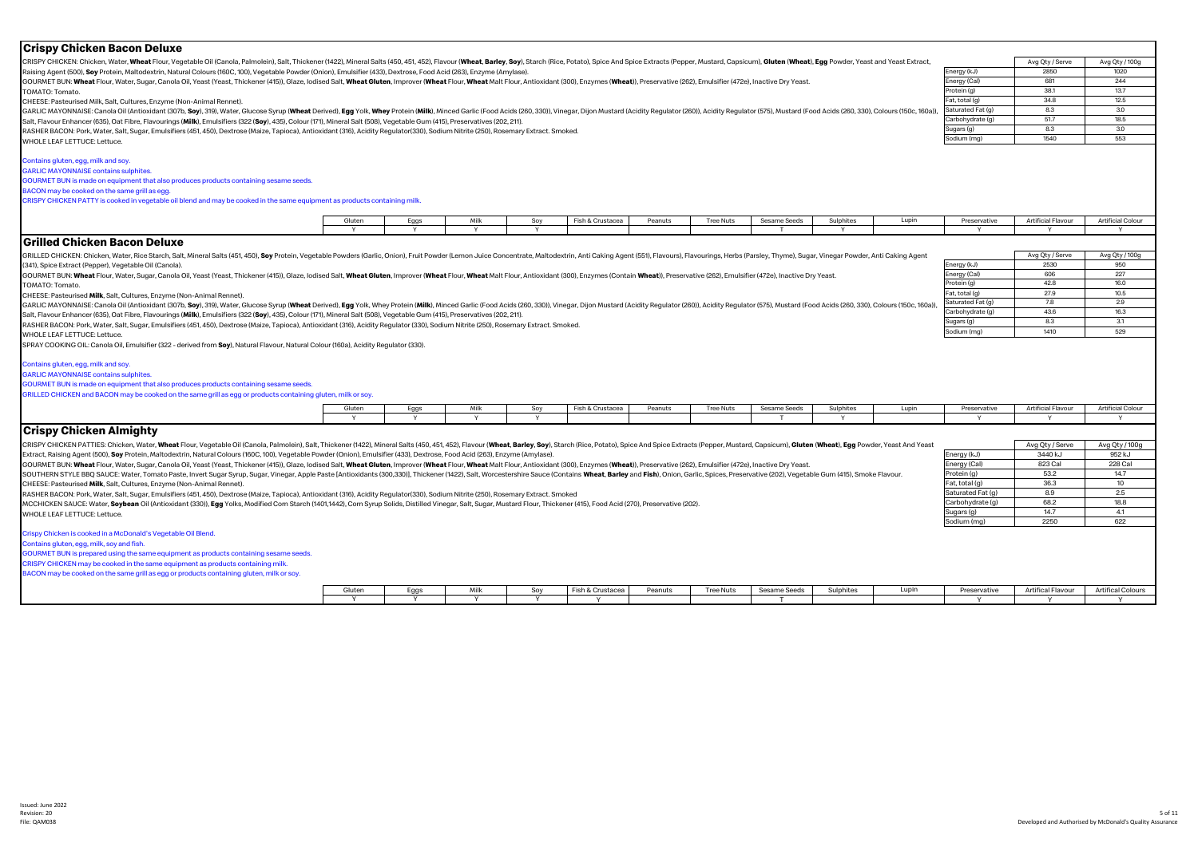## Crispy Chicken Bacon Deluxe

CRISPY CHICKEN: Chicken, Water, **Wheat** Flour, Vegetable Oil (Canola, Palmolein), Salt, Thickener (1422), Mineral Salts (450, 451, 452), Flavour (**Wheat, Barley, Soy**), Starch (Rice, Potato), Spice And Spice Extracts (Pepper, Mustard, Capsicum), **Gluten** (**Wheat**), **Egg** Powder, Yeast and Yeast Extract, Raising Agent (500), **Soy** Protein, Maltodextrin, Natural Colours (160C, 100), Vegetable Powder (Onion), Emulsifier (433), Dextrose, Food Acid (263), Enzyme (Amylase).
GOURMET BUN: **Wheat** Flour, Water, Sugar, Canola Oil, Yeast (Yeast, Thickener (415)), Glaze, Iodised Salt, **Wheat Gluten**, Improver (**Wheat** Flour, **Wheat** Malt Flour, Antioxidant (300), Enzymes (**Wheat**)), Preservative (262), Emulsifier (472e), Inactive Dry Yeast.
TOMATO: Tomato.
CHEESE: Pasteurised Milk, Salt, Cultures, Enzyme (Non-Animal Rennet).
GARLIC MAYONNAISE: Canola Oil (Antioxidant (307b, **Soy**), 319), Water, Glucose Syrup (**Wheat** Derived), **Egg** Yolk, **Whey** Protein (**Milk**), Minced Garlic (Food Acids (260, 330)), Vinegar, Dijon Mustard (Acidity Regulator (260)), Acidity Regulator (575), Mustard (Food Acids (260, 330), Colours (150c, 160a)), Salt, Flavour Enhancer (635), Oat Fibre, Flavourings (**Milk**), Emulsifiers (322 (**Soy**), 435), Colour (171), Mineral Salt (508), Vegetable Gum (415), Preservatives (202, 211).
RASHER BACON: Pork, Water, Salt, Sugar, Emulsifiers (451, 450), Dextrose (Maize, Tapioca), Antioxidant (316), Acidity Regulator(330), Sodium Nitrite (250), Rosemary Extract. Smoked.
WHOLE LEAF LETTUCE: Lettuce.

| | Avg Qty / Serve | Avg Qty / 100g |
|---|---|---|
| Energy (kJ) | 2850 | 1020 |
| Energy (Cal) | 681 | 244 |
| Protein (g) | 38.1 | 13.7 |
| Fat, total (g) | 34.8 | 12.5 |
| Saturated Fat (g) | 8.3 | 3.0 |
| Carbohydrate (g) | 51.7 | 18.5 |
| Sugars (g) | 8.3 | 3.0 |
| Sodium (mg) | 1540 | 553 |

Contains gluten, egg, milk and soy.
GARLIC MAYONNAISE contains sulphites.
GOURMET BUN is made on equipment that also produces products containing sesame seeds.
BACON may be cooked on the same grill as egg.
CRISPY CHICKEN PATTY is cooked in vegetable oil blend and may be cooked in the same equipment as products containing milk.

| Gluten | Eggs | Milk | Soy | Fish & Crustacea | Peanuts | Tree Nuts | Sesame Seeds | Sulphites | Lupin | Preservative | Artificial Flavour | Artificial Colour |
|---|---|---|---|---|---|---|---|---|---|---|---|---|
| Y | Y | Y | Y | | | | T | Y | | Y | Y | Y |

## Grilled Chicken Bacon Deluxe

GRILLED CHICKEN: Chicken, Water, Rice Starch, Salt, Mineral Salts (451, 450), **Soy** Protein, Vegetable Powders (Garlic, Onion), Fruit Powder (Lemon Juice Concentrate, Maltodextrin, Anti Caking Agent (551), Flavours), Flavourings, Herbs (Parsley, Thyme), Sugar, Vinegar Powder, Anti Caking Agent (341), Spice Extract (Pepper), Vegetable Oil (Canola).
GOURMET BUN: **Wheat** Flour, Water, Sugar, Canola Oil, Yeast (Yeast, Thickener (415)), Glaze, Iodised Salt, **Wheat Gluten**, Improver (**Wheat** Flour, **Wheat** Malt Flour, Antioxidant (300), Enzymes (Contain **Wheat**)), Preservative (262), Emulsifier (472e), Inactive Dry Yeast.
TOMATO: Tomato.
CHEESE: Pasteurised **Milk**, Salt, Cultures, Enzyme (Non-Animal Rennet).
GARLIC MAYONNAISE: Canola Oil (Antioxidant (307b, **Soy**), 319), Water, Glucose Syrup (**Wheat** Derived), **Egg** Yolk, Whey Protein (**Milk**), Minced Garlic (Food Acids (260, 330)), Vinegar, Dijon Mustard (Acidity Regulator (260)), Acidity Regulator (575), Mustard (Food Acids (260, 330), Colours (150c, 160a)), Salt, Flavour Enhancer (635), Oat Fibre, Flavourings (**Milk**), Emulsifiers (322 (**Soy**), 435), Colour (171), Mineral Salt (508), Vegetable Gum (415), Preservatives (202, 211).
RASHER BACON: Pork, Water, Salt, Sugar, Emulsifiers (451, 450), Dextrose (Maize, Tapioca), Antioxidant (316), Acidity Regulator (330), Sodium Nitrite (250), Rosemary Extract. Smoked.
WHOLE LEAF LETTUCE: Lettuce.
SPRAY COOKING OIL: Canola Oil, Emulsifier (322 - derived from **Soy**), Natural Flavour, Natural Colour (160a), Acidity Regulator (330).

| | Avg Qty / Serve | Avg Qty / 100g |
|---|---|---|
| Energy (kJ) | 2530 | 950 |
| Energy (Cal) | 606 | 227 |
| Protein (g) | 42.8 | 16.0 |
| Fat, total (g) | 27.9 | 10.5 |
| Saturated Fat (g) | 7.8 | 2.9 |
| Carbohydrate (g) | 43.6 | 16.3 |
| Sugars (g) | 8.3 | 3.1 |
| Sodium (mg) | 1410 | 529 |

Contains gluten, egg, milk and soy.
GARLIC MAYONNAISE contains sulphites.
GOURMET BUN is made on equipment that also produces products containing sesame seeds.
GRILLED CHICKEN and BACON may be cooked on the same grill as egg or products containing gluten, milk or soy.

| Gluten | Eggs | Milk | Soy | Fish & Crustacea | Peanuts | Tree Nuts | Sesame Seeds | Sulphites | Lupin | Preservative | Artificial Flavour | Artificial Colour |
|---|---|---|---|---|---|---|---|---|---|---|---|---|
| Y | Y | Y | Y | | | | T | Y | | Y | Y | Y |

## Crispy Chicken Almighty

CRISPY CHICKEN PATTIES: Chicken, Water, **Wheat** Flour, Vegetable Oil (Canola, Palmolein), Salt, Thickener (1422), Mineral Salts (450, 451, 452), Flavour (**Wheat, Barley, Soy**), Starch (Rice, Potato), Spice And Spice Extracts (Pepper, Mustard, Capsicum), **Gluten** (**Wheat**), **Egg** Powder, Yeast And Yeast Extract, Raising Agent (500), **Soy** Protein, Maltodextrin, Natural Colours (160C, 100), Vegetable Powder (Onion), Emulsifier (433), Dextrose, Food Acid (263), Enzyme (Amylase).
GOURMET BUN: **Wheat** Flour, Water, Sugar, Canola Oil, Yeast (Yeast, Thickener (415)), Glaze, Iodised Salt, **Wheat Gluten**, Improver (**Wheat** Flour, **Wheat** Malt Flour, Antioxidant (300), Enzymes (**Wheat**)), Preservative (262), Emulsifier (472e), Inactive Dry Yeast.
SOUTHERN STYLE BBQ SAUCE: Water, Tomato Paste, Invert Sugar Syrup, Sugar, Vinegar, Apple Paste [Antioxidants (300,330)], Thickener (1422), Salt, Worcestershire Sauce (Contains **Wheat**, **Barley** and **Fish**), Onion, Garlic, Spices, Preservative (202), Vegetable Gum (415), Smoke Flavour.
CHEESE: Pasteurised **Milk**, Salt, Cultures, Enzyme (Non-Animal Rennet).
RASHER BACON: Pork, Water, Salt, Sugar, Emulsifiers (451, 450), Dextrose (Maize, Tapioca), Antioxidant (316), Acidity Regulator(330), Sodium Nitrite (250), Rosemary Extract. Smoked
MCCHICKEN SAUCE: Water, **Soybean** Oil (Antioxidant (330)), **Egg** Yolks, Modified Corn Starch (1401,1442), Corn Syrup Solids, Distilled Vinegar, Salt, Sugar, Mustard Flour, Thickener (415), Food Acid (270), Preservative (202).
WHOLE LEAF LETTUCE: Lettuce.

| | Avg Qty / Serve | Avg Qty / 100g |
|---|---|---|
| Energy (kJ) | 3440 kJ | 952 kJ |
| Energy (Cal) | 823 Cal | 228 Cal |
| Protein (g) | 53.2 | 14.7 |
| Fat, total (g) | 36.3 | 10 |
| Saturated Fat (g) | 8.9 | 2.5 |
| Carbohydrate (g) | 68.2 | 18.8 |
| Sugars (g) | 14.7 | 4.1 |
| Sodium (mg) | 2250 | 622 |

Crispy Chicken is cooked in a McDonald's Vegetable Oil Blend.
Contains gluten, egg, milk, soy and fish.
GOURMET BUN is prepared using the same equipment as products containing sesame seeds.
CRISPY CHICKEN may be cooked in the same equipment as products containing milk.
BACON may be cooked on the same grill as egg or products containing gluten, milk or soy.

| Gluten | Eggs | Milk | Soy | Fish & Crustacea | Peanuts | Tree Nuts | Sesame Seeds | Sulphites | Lupin | Preservative | Artifical Flavour | Artifical Colours |
|---|---|---|---|---|---|---|---|---|---|---|---|---|
| Y | Y | Y | Y | Y | | | T | | | Y | Y | Y |

Issued: June 2022
Revision: 20
File: QAM038

Developed and Authorised by McDonald's Quality Assurance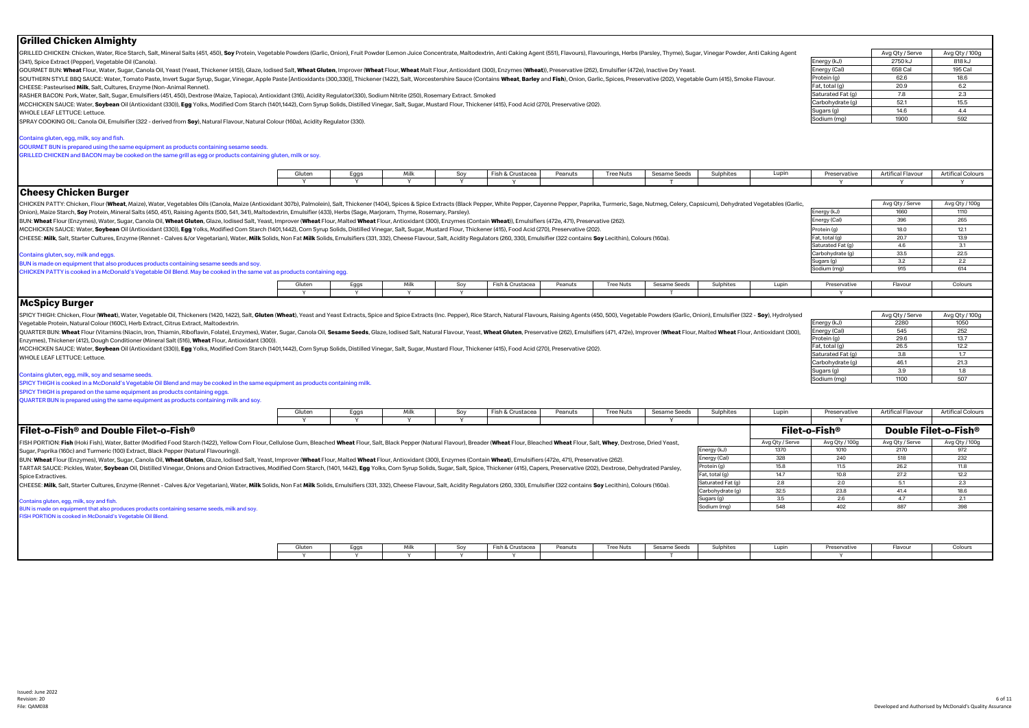## Grilled Chicken Almighty

GRILLED CHICKEN: Chicken, Water, Rice Starch, Salt, Mineral Salts (451, 450), **Soy** Protein, Vegetable Powders (Garlic, Onion), Fruit Powder (Lemon Juice Concentrate, Maltodextrin, Anti Caking Agent (551), Flavours), Flavourings, Herbs (Parsley, Thyme), Sugar, Vinegar Powder, Anti Caking Agent (341), Spice Extract (Pepper), Vegetable Oil (Canola).

GOURMET BUN: **Wheat** Flour, Water, Sugar, Canola Oil, Yeast (Yeast, Thickener (415)), Glaze, Iodised Salt, **Wheat Gluten**, Improver (**Wheat** Flour, **Wheat** Malt Flour, Antioxidant (300), Enzymes (**Wheat**)), Preservative (262), Emulsifier (472e), Inactive Dry Yeast.

SOUTHERN STYLE BBQ SAUCE: Water, Tomato Paste, Invert Sugar Syrup, Sugar, Vinegar, Apple Paste [Antioxidants (300,330)], Thickener (1422), Salt, Worcestershire Sauce (Contains **Wheat**, **Barley** and **Fish**), Onion, Garlic, Spices, Preservative (202), Vegetable Gum (415), Smoke Flavour.

CHEESE: Pasteurised **Milk**, Salt, Cultures, Enzyme (Non-Animal Rennet).

RASHER BACON: Pork, Water, Salt, Sugar, Emulsifiers (451, 450), Dextrose (Maize, Tapioca), Antioxidant (316), Acidity Regulator(330), Sodium Nitrite (250), Rosemary Extract. Smoked

MCCHICKEN SAUCE: Water, **Soybean** Oil (Antioxidant (330)), **Egg** Yolks, Modified Corn Starch (1401,1442), Corn Syrup Solids, Distilled Vinegar, Salt, Sugar, Mustard Flour, Thickener (415), Food Acid (270), Preservative (202).

WHOLE LEAF LETTUCE: Lettuce.

SPRAY COOKING OIL: Canola Oil, Emulsifier (322 - derived from **Soy**), Natural Flavour, Natural Colour (160a), Acidity Regulator (330).

| | Avg Qty / Serve | Avg Qty / 100g |
|---|---|---|
| Energy (kJ) | 2750 kJ | 818 kJ |
| Energy (Cal) | 658 Cal | 195 Cal |
| Protein (g) | 62.6 | 18.6 |
| Fat, total (g) | 20.9 | 6.2 |
| Saturated Fat (g) | 7.8 | 2.3 |
| Carbohydrate (g) | 52.1 | 15.5 |
| Sugars (g) | 14.6 | 4.4 |
| Sodium (mg) | 1900 | 592 |

Contains gluten, egg, milk, soy and fish.

GOURMET BUN is prepared using the same equipment as products containing sesame seeds.

GRILLED CHICKEN and BACON may be cooked on the same grill as egg or products containing gluten, milk or soy.

| Gluten | Eggs | Milk | Soy | Fish & Crustacea | Peanuts | Tree Nuts | Sesame Seeds | Sulphites | Lupin | Preservative | Artifical Flavour | Artifical Colours |
|---|---|---|---|---|---|---|---|---|---|---|---|---|
| Y | Y | Y | Y | Y | | | T | | | Y | Y | Y |

## Cheesy Chicken Burger

CHICKEN PATTY: Chicken, Flour (**Wheat**, Maize), Water, Vegetables Oils (Canola, Maize (Antioxidant 307b), Palmolein), Salt, Thickener (1404), Spices & Spice Extracts (Black Pepper, White Pepper, Cayenne Pepper, Paprika, Turmeric, Sage, Nutmeg, Celery, Capsicum), Dehydrated Vegetables (Garlic, Onion), Maize Starch, **Soy** Protein, Mineral Salts (450, 451), Raising Agents (500, 541, 341), Maltodextrin, Emulsifier (433), Herbs (Sage, Marjoram, Thyme, Rosemary, Parsley).

BUN: **Wheat** Flour (Enzymes), Water, Sugar, Canola Oil, **Wheat Gluten**, Glaze, Iodised Salt, Yeast, Improver (**Wheat** Flour, Malted **Wheat** Flour, Antioxidant (300), Enzymes (Contain **Wheat**)), Emulsifiers (472e, 471), Preservative (262).

MCCHICKEN SAUCE: Water, **Soybean** Oil (Antioxidant (330)), **Egg** Yolks, Modified Corn Starch (1401,1442), Corn Syrup Solids, Distilled Vinegar, Salt, Sugar, Mustard Flour, Thickener (415), Food Acid (270), Preservative (202).

CHEESE: **Milk**, Salt, Starter Cultures, Enzyme (Rennet - Calves &/or Vegetarian), Water, **Milk** Solids, Non Fat **Milk** Solids, Emulsifiers (331, 332), Cheese Flavour, Salt, Acidity Regulators (260, 330), Emulsifier (322 contains **Soy** Lecithin), Colours (160a).

| | Avg Qty / Serve | Avg Qty / 100g |
|---|---|---|
| Energy (kJ) | 1660 | 1110 |
| Energy (Cal) | 396 | 265 |
| Protein (g) | 18.0 | 12.1 |
| Fat, total (g) | 20.7 | 13.9 |
| Saturated Fat (g) | 4.6 | 3.1 |
| Carbohydrate (g) | 33.5 | 22.5 |
| Sugars (g) | 3.2 | 2.2 |
| Sodium (mg) | 915 | 614 |

Contains gluten, soy, milk and eggs.

BUN is made on equipment that also produces products containing sesame seeds and soy.

CHICKEN PATTY is cooked in a McDonald's Vegetable Oil Blend. May be cooked in the same vat as products containing egg.

| Gluten | Eggs | Milk | Soy | Fish & Crustacea | Peanuts | Tree Nuts | Sesame Seeds | Sulphites | Lupin | Preservative | Flavour | Colours |
|---|---|---|---|---|---|---|---|---|---|---|---|---|
| Y | Y | Y | Y | | | | T | | | Y | | |

## McSpicy Burger

SPICY THIGH: Chicken, Flour (**Wheat**), Water, Vegetable Oil, Thickeners (1420, 1422), Salt, **Gluten** (**Wheat**), Yeast and Yeast Extracts, Spice and Spice Extracts (Inc. Pepper), Rice Starch, Natural Flavours, Raising Agents (450, 500), Vegetable Powders (Garlic, Onion), Emulsifier (322 - **Soy**), Hydrolysed Vegetable Protein, Natural Colour (160C), Herb Extract, Citrus Extract, Maltodextrin.

QUARTER BUN: **Wheat** Flour (Vitamins (Niacin, Iron, Thiamin, Riboflavin, Folate), Enzymes), Water, Sugar, Canola Oil, **Sesame Seeds**, Glaze, Iodised Salt, Natural Flavour, Yeast, **Wheat Gluten**, Preservative (262), Emulsifiers (471, 472e), Improver (**Wheat** Flour, Malted **Wheat** Flour, Antioxidant (300), Enzymes), Thickener (412), Dough Conditioner (Mineral Salt (516), **Wheat** Flour, Antioxidant (300)).

MCCHICKEN SAUCE: Water, **Soybean** Oil (Antioxidant (330)), **Egg** Yolks, Modified Corn Starch (1401,1442), Corn Syrup Solids, Distilled Vinegar, Salt, Sugar, Mustard Flour, Thickener (415), Food Acid (270), Preservative (202).

WHOLE LEAF LETTUCE: Lettuce.

| | Avg Qty / Serve | Avg Qty / 100g |
|---|---|---|
| Energy (kJ) | 2280 | 1050 |
| Energy (Cal) | 545 | 252 |
| Protein (g) | 29.6 | 13.7 |
| Fat, total (g) | 26.5 | 12.2 |
| Saturated Fat (g) | 3.8 | 1.7 |
| Carbohydrate (g) | 46.1 | 21.3 |
| Sugars (g) | 3.9 | 1.8 |
| Sodium (mg) | 1100 | 507 |

Contains gluten, egg, milk, soy and sesame seeds.

SPICY THIGH is cooked in a McDonald's Vegetable Oil Blend and may be cooked in the same equipment as products containing milk.

SPICY THIGH is prepared on the same equipment as products containing eggs.

QUARTER BUN is prepared using the same equipment as products containing milk and soy.

| Gluten | Eggs | Milk | Soy | Fish & Crustacea | Peanuts | Tree Nuts | Sesame Seeds | Sulphites | Lupin | Preservative | Artifical Flavour | Artifical Colours |
|---|---|---|---|---|---|---|---|---|---|---|---|---|
| Y | Y | Y | Y | | | | Y | | | Y | | |

## Filet-o-Fish® and Double Filet-o-Fish®

FISH PORTION: **Fish** (Hoki Fish), Water, Batter (Modified Food Starch (1422), Yellow Corn Flour, Cellulose Gum, Bleached **Wheat** Flour, Salt, Black Pepper (Natural Flavour)), Breader (**Wheat** Flour, Bleached **Wheat** Flour, Salt, **Whey**, Dextrose, Dried Yeast, Sugar, Paprika (160c) and Turmeric (100) Extract, Black Pepper (Natural Flavouring)).

BUN: **Wheat** Flour (Enzymes), Water, Sugar, Canola Oil, **Wheat Gluten**, Glaze, Iodised Salt, Yeast, Improver (**Wheat** Flour, Malted **Wheat** Flour, Antioxidant (300), Enzymes (Contain **Wheat**)), Emulsifiers (472e, 471), Preservative (262).

TARTAR SAUCE: Pickles, Water, **Soybean** Oil, Distilled Vinegar, Onions and Onion Extractives, Modified Corn Starch, (1401, 1442), **Egg** Yolks, Corn Syrup Solids, Sugar, Salt, Spice, Thickener (415), Capers, Preservative (202), Dextrose, Dehydrated Parsley, Spice Extractives.

CHEESE: **Milk**, Salt, Starter Cultures, Enzyme (Rennet - Calves &/or Vegetarian), Water, **Milk** Solids, Non Fat **Milk** Solids, Emulsifiers (331, 332), Cheese Flavour, Salt, Acidity Regulators (260, 330), Emulsifier (322 contains **Soy** Lecithin), Colours (160a).

| | Filet-o-Fish® | | Double Filet-o-Fish® | |
|---|---|---|---|---|
| | Avg Qty / Serve | Avg Qty / 100g | Avg Qty / Serve | Avg Qty / 100g |
| Energy (kJ) | 1370 | 1010 | 2170 | 972 |
| Energy (Cal) | 328 | 240 | 518 | 232 |
| Protein (g) | 15.8 | 11.5 | 26.2 | 11.8 |
| Fat, total (g) | 14.7 | 10.8 | 27.2 | 12.2 |
| Saturated Fat (g) | 2.8 | 2.0 | 5.1 | 2.3 |
| Carbohydrate (g) | 32.5 | 23.8 | 41.4 | 18.6 |
| Sugars (g) | 3.5 | 2.6 | 4.7 | 2.1 |
| Sodium (mg) | 548 | 402 | 887 | 398 |

Contains gluten, egg, milk, soy and fish.

BUN is made on equipment that also produces products containing sesame seeds, milk and soy.

FISH PORTION is cooked in McDonald's Vegetable Oil Blend.

| Gluten | Eggs | Milk | Soy | Fish & Crustacea | Peanuts | Tree Nuts | Sesame Seeds | Sulphites | Lupin | Preservative | Flavour | Colours |
|---|---|---|---|---|---|---|---|---|---|---|---|---|
| Y | Y | Y | Y | Y | | | T | | | Y | | |

Issued: June 2022
Revision: 20
File: QAM038

Developed and Authorised by McDonald's Quality Assurance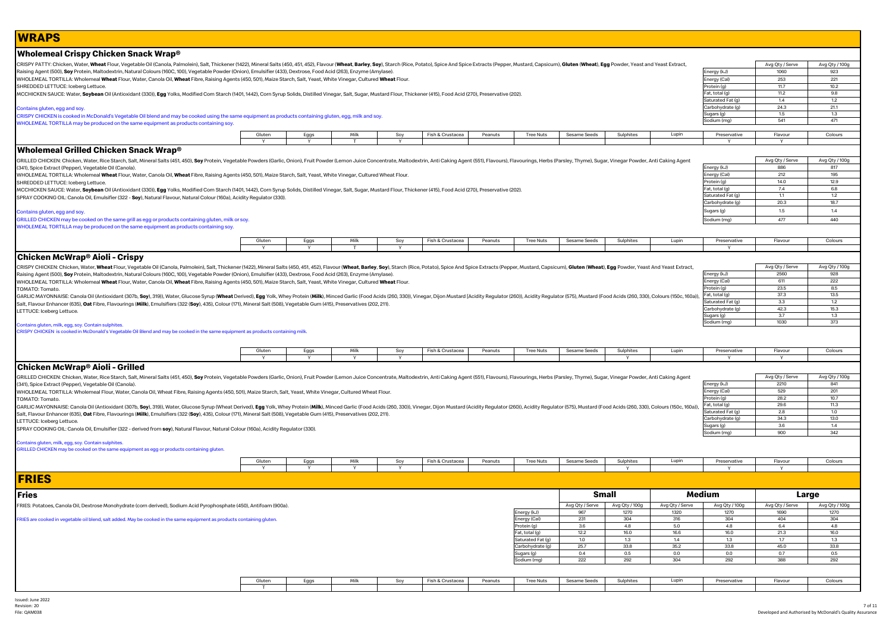# WRAPS

## Wholemeal Crispy Chicken Snack Wrap®

CRISPY PATTY: Chicken, Water, **Wheat** Flour, Vegetable Oil (Canola, Palmolein), Salt, Thickener (1422), Mineral Salts (450, 451, 452), Flavour (**Wheat**, **Barley**, **Soy**), Starch (Rice, Potato), Spice And Spice Extracts (Pepper, Mustard, Capsicum), **Gluten** (**Wheat**), **Egg** Powder, Yeast and Yeast Extract, Raising Agent (500), **Soy** Protein, Maltodextrin, Natural Colours (160C, 100), Vegetable Powder (Onion), Emulsifier (433), Dextrose, Food Acid (263), Enzyme (Amylase).
WHOLEMEAL TORTILLA: Wholemeal **Wheat** Flour, Water, Canola Oil, **Wheat** Fibre, Raising Agents (450, 501), Maize Starch, Salt, Yeast, White Vinegar, Cultured **Wheat** Flour.
SHREDDED LETTUCE: Iceberg Lettuce.
MCCHICKEN SAUCE: Water, **Soybean** Oil (Antioxidant (330)), **Egg** Yolks, Modified Corn Starch (1401, 1442), Corn Syrup Solids, Distilled Vinegar, Salt, Sugar, Mustard Flour, Thickener (415), Food Acid (270), Preservative (202).

Contains gluten, egg and soy.
CRISPY CHICKEN is cooked in McDonald's Vegetable Oil blend and may be cooked using the same equipment as products containing gluten, egg, milk and soy.
WHOLEMEAL TORTILLA may be produced on the same equipment as products containing soy.

| | Avg Qty / Serve | Avg Qty / 100g |
|---|---|---|
| Energy (kJ) | 1060 | 923 |
| Energy (Cal) | 253 | 221 |
| Protein (g) | 11.7 | 10.2 |
| Fat, total (g) | 11.2 | 9.8 |
| Saturated Fat (g) | 1.4 | 1.2 |
| Carbohydrate (g) | 24.3 | 21.1 |
| Sugars (g) | 1.5 | 1.3 |
| Sodium (mg) | 541 | 471 |

| Gluten | Eggs | Milk | Soy | Fish & Crustacea | Peanuts | Tree Nuts | Sesame Seeds | Sulphites | Lupin | Preservative | Flavour | Colours |
|---|---|---|---|---|---|---|---|---|---|---|---|---|
| Y | Y | T | Y | | | | | | | Y | Y | |

## Wholemeal Grilled Chicken Snack Wrap®

GRILLED CHICKEN: Chicken, Water, Rice Starch, Salt, Mineral Salts (451, 450), **Soy** Protein, Vegetable Powders (Garlic, Onion), Fruit Powder (Lemon Juice Concentrate, Maltodextrin, Anti Caking Agent (551), Flavours), Flavourings, Herbs (Parsley, Thyme), Sugar, Vinegar Powder, Anti Caking Agent (341), Spice Extract (Pepper), Vegetable Oil (Canola).
WHOLEMEAL TORTILLA: Wholemeal **Wheat** Flour, Water, Canola Oil, **Wheat** Fibre, Raising Agents (450, 501), Maize Starch, Salt, Yeast, White Vinegar, Cultured Wheat Flour.
SHREDDED LETTUCE: Iceberg Lettuce.
MCCHICKEN SAUCE: Water, **Soybean** Oil (Antioxidant (330)), **Egg** Yolks, Modified Corn Starch (1401, 1442), Corn Syrup Solids, Distilled Vinegar, Salt, Sugar, Mustard Flour, Thickener (415), Food Acid (270), Preservative (202).
SPRAY COOKING OIL: Canola Oil, Emulsifier (322 - **Soy**), Natural Flavour, Natural Colour (160a), Acidity Regulator (330).

Contains gluten, egg and soy.
GRILLED CHICKEN may be cooked on the same grill as egg or products containing gluten, milk or soy.
WHOLEMEAL TORTILLA may be produced on the same equipment as products containing soy.

| | Avg Qty / Serve | Avg Qty / 100g |
|---|---|---|
| Energy (kJ) | 886 | 817 |
| Energy (Cal) | 212 | 195 |
| Protein (g) | 14.0 | 12.9 |
| Fat, total (g) | 7.4 | 6.8 |
| Saturated Fat (g) | 1.1 | 1.2 |
| Carbohydrate (g) | 20.3 | 18.7 |
| Sugars (g) | 1.5 | 1.4 |
| Sodium (mg) | 477 | 440 |

| Gluten | Eggs | Milk | Soy | Fish & Crustacea | Peanuts | Tree Nuts | Sesame Seeds | Sulphites | Lupin | Preservative | Flavour | Colours |
|---|---|---|---|---|---|---|---|---|---|---|---|---|
| Y | Y | T | Y | | | | | | | Y | | |

## Chicken McWrap® Aioli - Crispy

CRISPY CHICKEN: Chicken, Water, **Wheat** Flour, Vegetable Oil (Canola, Palmolein), Salt, Thickener (1422), Mineral Salts (450, 451, 452), Flavour (**Wheat**, **Barley**, **Soy**), Starch (Rice, Potato), Spice And Spice Extracts (Pepper, Mustard, Capsicum), **Gluten** (**Wheat**), **Egg** Powder, Yeast And Yeast Extract, Raising Agent (500), **Soy** Protein, Maltodextrin, Natural Colours (160C, 100), Vegetable Powder (Onion), Emulsifier (433), Dextrose, Food Acid (263), Enzyme (Amylase).
WHOLEMEAL TORTILLA: Wholemeal **Wheat** Flour, Water, Canola Oil, **Wheat** Fibre, Raising Agents (450, 501), Maize Starch, Salt, Yeast, White Vinegar, Cultured **Wheat** Flour.
TOMATO: Tomato.
GARLIC MAYONNAISE: Canola Oil (Antioxidant (307b, **Soy**), 319)), Water, Glucose Syrup (**Wheat** Derived), **Egg** Yolk, Whey Protein (**Milk**), Minced Garlic (Food Acids (260, 330)), Vinegar, Dijon Mustard [Acidity Regulator (260)), Acidity Regulator (575), Mustard (Food Acids (260, 330), Colours (150c, 160a)), Salt, Flavour Enhancer (635), **Oat** Fibre, Flavourings (**Milk**), Emulsifiers (322 (**Soy**), 435), Colour (171), Mineral Salt (508), Vegetable Gum (415), Preservatives (202, 211).
LETTUCE: Iceberg Lettuce.

Contains gluten, milk, egg, soy. Contain sulphites.
CRISPY CHICKEN is cooked in McDonald's Vegetable Oil Blend and may be cooked in the same equipment as products containing milk.

| | Avg Qty / Serve | Avg Qty / 100g |
|---|---|---|
| Energy (kJ) | 2560 | 928 |
| Energy (Cal) | 611 | 222 |
| Protein (g) | 23.5 | 8.5 |
| Fat, total (g) | 37.3 | 13.5 |
| Saturated Fat (g) | 3.3 | 1.2 |
| Carbohydrate (g) | 42.3 | 15.3 |
| Sugars (g) | 3.7 | 1.3 |
| Sodium (mg) | 1030 | 373 |

| Gluten | Eggs | Milk | Soy | Fish & Crustacea | Peanuts | Tree Nuts | Sesame Seeds | Sulphites | Lupin | Preservative | Flavour | Colours |
|---|---|---|---|---|---|---|---|---|---|---|---|---|
| Y | Y | Y | Y | | | | | Y | | Y | Y | |

## Chicken McWrap® Aioli - Grilled

GRILLED CHICKEN: Chicken, Water, Rice Starch, Salt, Mineral Salts (451, 450), **Soy** Protein, Vegetable Powders (Garlic, Onion), Fruit Powder (Lemon Juice Concentrate, Maltodextrin, Anti Caking Agent (551), Flavours), Flavourings, Herbs (Parsley, Thyme), Sugar, Vinegar Powder, Anti Caking Agent (341), Spice Extract (Pepper), Vegetable Oil (Canola).
WHOLEMEAL TORTILLA: Wholemeal Wheat Flour, Water, Canola Oil, Wheat Fibre, Raising Agents (450, 501), Maize Starch, Salt, Yeast, White Vinegar, Cultured Wheat Flour.
TOMATO: Tomato.
GARLIC MAYONNAISE: Canola Oil (Antioxidant (307b, **Soy**), 319)), Water, Glucose Syrup (Wheat Derived), **Egg** Yolk, Whey Protein (**Milk**), Minced Garlic (Food Acids (260, 330)), Vinegar, Dijon Mustard (Acidity Regulator (260)), Acidity Regulator (575), Mustard (Food Acids (260, 330), Colours (150c, 160a)), Salt, Flavour Enhancer (635), **Oat** Fibre, Flavourings (**Milk**), Emulsifiers (322 (**Soy**), 435), Colour (171), Mineral Salt (508), Vegetable Gum (415), Preservatives (202, 211).
LETTUCE: Iceberg Lettuce.
SPRAY COOKING OIL: Canola Oil, Emulsifier (322 - derived from **soy**), Natural Flavour, Natural Colour (160a), Acidity Regulator (330).

Contains gluten, milk, egg, soy. Contain sulphites.
GRILLED CHICKEN may be cooked on the same equipment as egg or products containing gluten.

| | Avg Qty / Serve | Avg Qty / 100g |
|---|---|---|
| Energy (kJ) | 2210 | 841 |
| Energy (Cal) | 529 | 201 |
| Protein (g) | 28.2 | 10.7 |
| Fat, total (g) | 29.6 | 11.3 |
| Saturated Fat (g) | 2.8 | 1.0 |
| Carbohydrate (g) | 34.3 | 13.0 |
| Sugars (g) | 3.6 | 1.4 |
| Sodium (mg) | 900 | 342 |

| Gluten | Eggs | Milk | Soy | Fish & Crustacea | Peanuts | Tree Nuts | Sesame Seeds | Sulphites | Lupin | Preservative | Flavour | Colours |
|---|---|---|---|---|---|---|---|---|---|---|---|---|
| Y | Y | Y | Y | | | | | Y | | Y | Y | |

# FRIES

## Fries

FRIES: Potatoes, Canola Oil, Dextrose Monohydrate (corn derived), Sodium Acid Pyrophosphate (450), Antifoam (900a).

FRIES are cooked in vegetable oil blend, salt added. May be cooked in the same equipment as products containing gluten.

| | Small | | Medium | | Large | |
|---|---|---|---|---|---|---|
| | Avg Qty / Serve | Avg Qty / 100g | Avg Qty / Serve | Avg Qty / 100g | Avg Qty / Serve | Avg Qty / 100g |
| Energy (kJ) | 967 | 1270 | 1320 | 1270 | 1690 | 1270 |
| Energy (Cal) | 231 | 304 | 316 | 304 | 404 | 304 |
| Protein (g) | 3.6 | 4.8 | 5.0 | 4.8 | 6.4 | 4.8 |
| Fat, total (g) | 12.2 | 16.0 | 16.6 | 16.0 | 21.3 | 16.0 |
| Saturated Fat (g) | 1.0 | 1.3 | 1.4 | 1.3 | 1.7 | 1.3 |
| Carbohydrate (g) | 25.7 | 33.8 | 35.2 | 33.8 | 45.0 | 33.8 |
| Sugars (g) | 0.4 | 0.5 | 0.0 | 0.0 | 0.7 | 0.5 |
| Sodium (mg) | 222 | 292 | 304 | 292 | 388 | 292 |

| Gluten | Eggs | Milk | Soy | Fish & Crustacea | Peanuts | Tree Nuts | Sesame Seeds | Sulphites | Lupin | Preservative | Flavour | Colours |
|---|---|---|---|---|---|---|---|---|---|---|---|---|
| T | | | | | | | | | | | | |

Issued: June 2022
Revision: 20
File: QAM038

Developed and Authorised by McDonald's Quality Assurance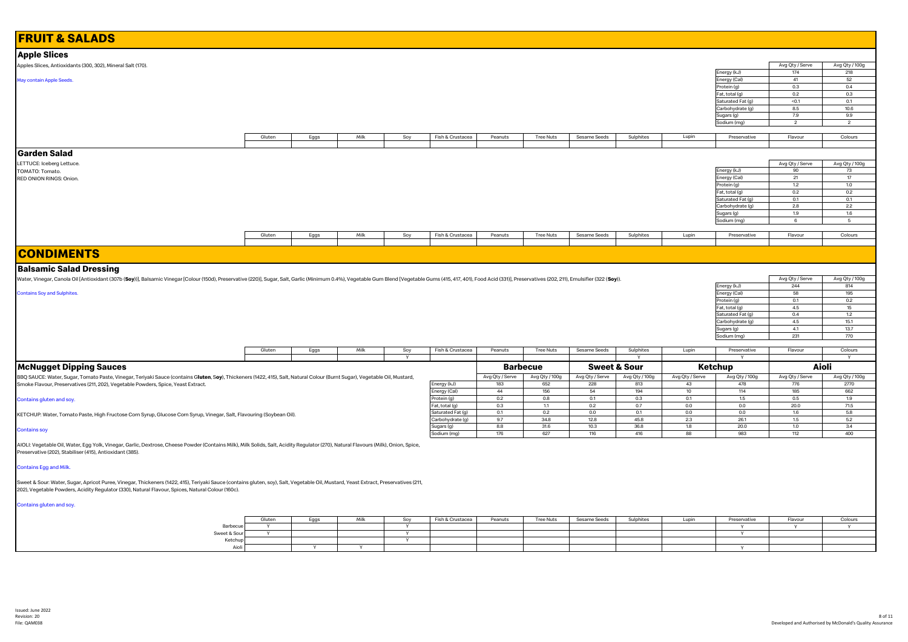# FRUIT & SALADS

## Apple Slices

Apples Slices, Antioxidants (300, 302), Mineral Salt (170).

May contain Apple Seeds.

| | Avg Qty / Serve | Avg Qty / 100g |
|---|---|---|
| Energy (kJ) | 174 | 218 |
| Energy (Cal) | 41 | 52 |
| Protein (g) | 0.3 | 0.4 |
| Fat, total (g) | 0.2 | 0.3 |
| Saturated Fat (g) | <0.1 | 0.1 |
| Carbohydrate (g) | 8.5 | 10.6 |
| Sugars (g) | 7.9 | 9.9 |
| Sodium (mg) | 2 | 2 |

| Gluten | Eggs | Milk | Soy | Fish & Crustacea | Peanuts | Tree Nuts | Sesame Seeds | Sulphites | Lupin | Preservative | Flavour | Colours |
|---|---|---|---|---|---|---|---|---|---|---|---|---|
| | | | | | | | | | | | | |

## Garden Salad

LETTUCE: Iceberg Lettuce.
TOMATO: Tomato.
RED ONION RINGS: Onion.

| | Avg Qty / Serve | Avg Qty / 100g |
|---|---|---|
| Energy (kJ) | 90 | 73 |
| Energy (Cal) | 21 | 17 |
| Protein (g) | 1.2 | 1.0 |
| Fat, total (g) | 0.2 | 0.2 |
| Saturated Fat (g) | 0.1 | 0.1 |
| Carbohydrate (g) | 2.8 | 2.2 |
| Sugars (g) | 1.9 | 1.6 |
| Sodium (mg) | 6 | 5 |

| Gluten | Eggs | Milk | Soy | Fish & Crustacea | Peanuts | Tree Nuts | Sesame Seeds | Sulphites | Lupin | Preservative | Flavour | Colours |
|---|---|---|---|---|---|---|---|---|---|---|---|---|
| | | | | | | | | | | | | |

# CONDIMENTS

## Balsamic Salad Dressing

Water, Vinegar, Canola Oil [Antioxidant (307b (**Soy**))], Balsamic Vinegar [Colour (150d), Preservative (220)], Sugar, Salt, Garlic (Minimum 0.4%), Vegetable Gum Blend [Vegetable Gums (415, 417, 401), Food Acid (331)], Preservatives (202, 211), Emulsifier (322 (**Soy**)).

Contains Soy and Sulphites.

| | Avg Qty / Serve | Avg Qty / 100g |
|---|---|---|
| Energy (kJ) | 244 | 814 |
| Energy (Cal) | 58 | 195 |
| Protein (g) | 0.1 | 0.2 |
| Fat, total (g) | 4.5 | 15 |
| Saturated Fat (g) | 0.4 | 1.2 |
| Carbohydrate (g) | 4.5 | 15.1 |
| Sugars (g) | 4.1 | 13.7 |
| Sodium (mg) | 231 | 770 |

| Gluten | Eggs | Milk | Soy | Fish & Crustacea | Peanuts | Tree Nuts | Sesame Seeds | Sulphites | Lupin | Preservative | Flavour | Colours |
|---|---|---|---|---|---|---|---|---|---|---|---|---|
| | | | Y | | | | | Y | | Y | | Y |

## McNugget Dipping Sauces

BBQ SAUCE: Water, Sugar, Tomato Paste, Vinegar, Teriyaki Sauce (contains G**luten**, S**oy**), Thickeners (1422, 415), Salt, Natural Colour (Burnt Sugar), Vegetable Oil, Mustard, Smoke Flavour, Preservatives (211, 202), Vegetable Powders, Spice, Yeast Extract.

Contains gluten and soy.

KETCHUP: Water, Tomato Paste, High Fructose Corn Syrup, Glucose Corn Syrup, Vinegar, Salt, Flavouring (Soybean Oil).

Contains soy

AIOLI: Vegetable Oil, Water, Egg Yolk, Vinegar, Garlic, Dextrose, Cheese Powder (Contains Milk), Milk Solids, Salt, Acidity Regulator (270), Natural Flavours (Milk), Onion, Spice, Preservative (202), Stabiliser (415), Antioxidant (385).

Contains Egg and Milk.

Sweet & Sour: Water, Sugar, Apricot Puree, Vinegar, Thickeners (1422, 415), Teriyaki Sauce (contains gluten, soy), Salt, Vegetable Oil, Mustard, Yeast Extract, Preservatives (211, 202), Vegetable Powders, Acidity Regulator (330), Natural Flavour, Spices, Natural Colour (160c).

Contains gluten and soy.

| | Barbecue | | Sweet & Sour | | Ketchup | | Aioli | |
|---|---|---|---|---|---|---|---|---|
| | Avg Qty / Serve | Avg Qty / 100g | Avg Qty / Serve | Avg Qty / 100g | Avg Qty / Serve | Avg Qty / 100g | Avg Qty / Serve | Avg Qty / 100g |
| Energy (kJ) | 183 | 652 | 228 | 813 | 43 | 478 | 776 | 2770 |
| Energy (Cal) | 44 | 156 | 54 | 194 | 10 | 114 | 185 | 662 |
| Protein (g) | 0.2 | 0.8 | 0.1 | 0.3 | 0.1 | 1.5 | 0.5 | 1.9 |
| Fat, total (g) | 0.3 | 1.1 | 0.2 | 0.7 | 0.0 | 0.0 | 20.0 | 71.5 |
| Saturated Fat (g) | 0.1 | 0.2 | 0.0 | 0.1 | 0.0 | 0.0 | 1.6 | 5.8 |
| Carbohydrate (g) | 9.7 | 34.8 | 12.8 | 45.8 | 2.3 | 26.1 | 1.5 | 5.2 |
| Sugars (g) | 8.8 | 31.6 | 10.3 | 36.8 | 1.8 | 20.0 | 1.0 | 3.4 |
| Sodium (mg) | 176 | 627 | 116 | 416 | 88 | 983 | 112 | 400 |

| | Gluten | Eggs | Milk | Soy | Fish & Crustacea | Peanuts | Tree Nuts | Sesame Seeds | Sulphites | Lupin | Preservative | Flavour | Colours |
|---|---|---|---|---|---|---|---|---|---|---|---|---|---|
| Barbecue | Y | | | Y | | | | | | | Y | Y | Y |
| Sweet & Sour | Y | | | Y | | | | | | | Y | | |
| Ketchup | | | | Y | | | | | | | | | |
| Aioli | | Y | Y | | | | | | | | Y | | |

Issued: June 2022
Revision: 20
File: QAM038

Developed and Authorised by McDonald's Quality Assurance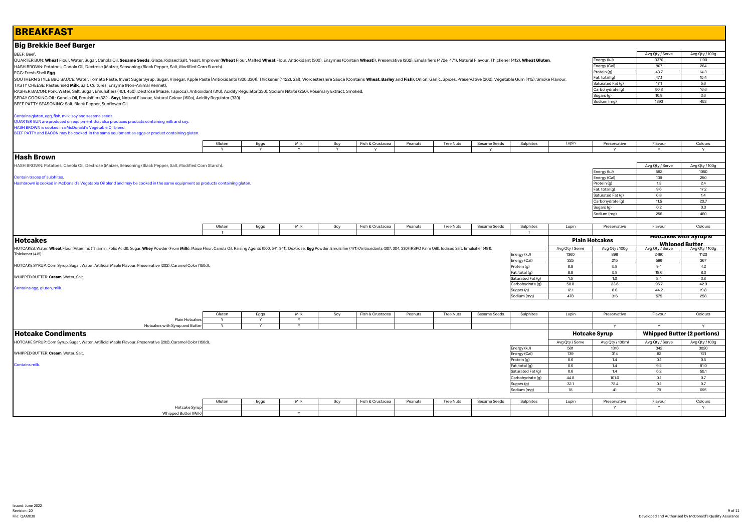# BREAKFAST

## Big Brekkie Beef Burger

BEEF: Beef.

QUARTER BUN: **Wheat** Flour, Water, Sugar, Canola Oil, **Sesame Seeds**, Glaze, Iodised Salt, Yeast, Improver (**Wheat** Flour, Malted **Wheat** Flour, Antioxidant (300), Enzymes (Contain **Wheat**)), Preservative (262), Emulsifiers (472e, 471), Natural Flavour, Thickener (412), **Wheat Gluten**.

HASH BROWN: Potatoes, Canola Oil, Dextrose (Maize), Seasoning (Black Pepper, Salt, Modified Corn Starch).

EGG: Fresh Shell **Egg**.

SOUTHERN STYLE BBQ SAUCE: Water, Tomato Paste, Invert Sugar Syrup, Sugar, Vinegar, Apple Paste [Antioxidants (300,330)], Thickener (1422), Salt, Worcestershire Sauce (Contains **Wheat**, **Barley** and **Fish**), Onion, Garlic, Spices, Preservative (202), Vegetable Gum (415), Smoke Flavour.

TASTY CHEESE: Pasteurised **Milk**, Salt, Cultures, Enzyme (Non-Animal Rennet).

RASHER BACON: Pork, Water, Salt, Sugar, Emulsifiers (451, 450), Dextrose (Maize, Tapioca), Antioxidant (316), Acidity Regulator(330), Sodium Nitrite (250), Rosemary Extract. Smoked.

SPRAY COOKING OIL: Canola Oil, Emulsifier (322 - **Soy**), Natural Flavour, Natural Colour (160a), Acidity Regulator (330).

BEEF PATTY SEASONING: Salt, Black Pepper, Sunflower Oil.

Contains gluten, egg, fish, milk, soy and sesame seeds.
QUARTER BUN are produced on equipment that also produces products containing milk and soy.
HASH BROWN is cooked in a McDonald's Vegetable Oil blend.
BEEF PATTY and BACON may be cooked in the same equipment as eggs or product containing gluten.

| | Avg Qty / Serve | Avg Qty / 100g |
|---|---|---|
| Energy (kJ) | 3370 | 1100 |
| Energy (Cal) | 807 | 264 |
| Protein (g) | 43.7 | 14.3 |
| Fat, total (g) | 47.1 | 15.4 |
| Saturated Fat (g) | 17.1 | 5.6 |
| Carbohydrate (g) | 50.8 | 16.6 |
| Sugars (g) | 10.9 | 3.6 |
| Sodium (mg) | 1390 | 453 |

| Gluten | Eggs | Milk | Soy | Fish & Crustacea | Peanuts | Tree Nuts | Sesame Seeds | Sulphites | Lupin | Preservative | Flavour | Colours |
|---|---|---|---|---|---|---|---|---|---|---|---|---|
| Y | Y | Y | Y | Y | | | Y | | | Y | Y | Y |

## Hash Brown

HASH BROWN: Potatoes, Canola Oil, Dextrose (Maize), Seasoning (Black Pepper, Salt, Modified Corn Starch).

Contain traces of sulphites.
Hashbrown is cooked in McDonald's Vegetable Oil blend and may be cooked in the same equipment as products containing gluten.

| | Avg Qty / Serve | Avg Qty / 100g |
|---|---|---|
| Energy (kJ) | 582 | 1050 |
| Energy (Cal) | 139 | 250 |
| Protein (g) | 1.3 | 2.4 |
| Fat, total (g) | 9.6 | 17.2 |
| Saturated Fat (g) | 0.8 | 1.4 |
| Carbohydrate (g) | 11.5 | 20.7 |
| Sugars (g) | 0.2 | 0.3 |
| Sodium (mg) | 256 | 460 |

| Gluten | Eggs | Milk | Soy | Fish & Crustacea | Peanuts | Tree Nuts | Sesame Seeds | Sulphites | Lupin | Preservative | Flavour | Colours |
|---|---|---|---|---|---|---|---|---|---|---|---|---|
| T | | | | | | | | T | | | | |

## Hotcakes

HOTCAKES: Water, **Wheat** Flour (Vitamins (Thiamin, Folic Acid)), Sugar, **Whey** Powder (From **Milk**), Maize Flour, Canola Oil, Raising Agents (500, 541, 341), Dextrose, **Egg** Powder, Emulsifier (471) (Antioxidants (307, 304, 330) [RSPO Palm Oil]), Iodised Salt, Emulsifier (481), Thickener (415).

HOTCAKE SYRUP: Corn Syrup, Sugar, Water, Artificial Maple Flavour, Preservative (202), Caramel Color (150d).

WHIPPED BUTTER: **Cream**, Water, Salt.

Contains egg, gluten, milk.

| | Plain Hotcakes | | Hotcakes with Syrup & Whipped Butter | |
|---|---|---|---|---|
| | Avg Qty / Serve | Avg Qty / 100g | Avg Qty / Serve | Avg Qty / 100g |
| Energy (kJ) | 1360 | 898 | 2490 | 1120 |
| Energy (Cal) | 325 | 215 | 596 | 267 |
| Protein (g) | 8.8 | 5.8 | 9.4 | 4.2 |
| Fat, total (g) | 8.8 | 5.8 | 18.6 | 8.3 |
| Saturated Fat (g) | 1.5 | 1.0 | 8.4 | 3.8 |
| Carbohydrate (g) | 50.8 | 33.6 | 95.7 | 42.9 |
| Sugars (g) | 12.1 | 8.0 | 44.2 | 19.8 |
| Sodium (mg) | 478 | 316 | 575 | 258 |

| | Gluten | Eggs | Milk | Soy | Fish & Crustacea | Peanuts | Tree Nuts | Sesame Seeds | Sulphites | Lupin | Preservative | Flavour | Colours |
|---|---|---|---|---|---|---|---|---|---|---|---|---|---|
| Plain Hotcakes | Y | Y | Y | | | | | | | | | | |
| Hotcakes with Syrup and Butter | Y | Y | Y | | | | | | | | Y | Y | Y |

## Hotcake Condiments

HOTCAKE SYRUP: Corn Syrup, Sugar, Water, Artificial Maple Flavour, Preservative (202), Caramel Color (150d).

WHIPPED BUTTER: **Cream**, Water, Salt.

Contains milk.

| | Hotcake Syrup | | Whipped Butter (2 portions) | |
|---|---|---|---|---|
| | Avg Qty / Serve | Avg Qty / 100ml | Avg Qty / Serve | Avg Qty / 100g |
| Energy (kJ) | 581 | 1310 | 342 | 3020 |
| Energy (Cal) | 139 | 314 | 82 | 721 |
| Protein (g) | 0.6 | 1.4 | 0.1 | 0.5 |
| Fat, total (g) | 0.6 | 1.4 | 9.2 | 81.0 |
| Saturated Fat (g) | 0.6 | 1.4 | 6.2 | 55.1 |
| Carbohydrate (g) | 44.8 | 101.0 | 0.1 | 0.7 |
| Sugars (g) | 32.1 | 72.4 | 0.1 | 0.7 |
| Sodium (mg) | 18 | 41 | 79 | 695 |

| | Gluten | Eggs | Milk | Soy | Fish & Crustacea | Peanuts | Tree Nuts | Sesame Seeds | Sulphites | Lupin | Preservative | Flavour | Colours |
|---|---|---|---|---|---|---|---|---|---|---|---|---|---|
| Hotcake Syrup | | | | | | | | | | | Y | Y | Y |
| Whipped Butter (Milk) | | | Y | | | | | | | | | | |

Issued: June 2022
Revision: 20
File: QAM038

Developed and Authorised by McDonald's Quality Assurance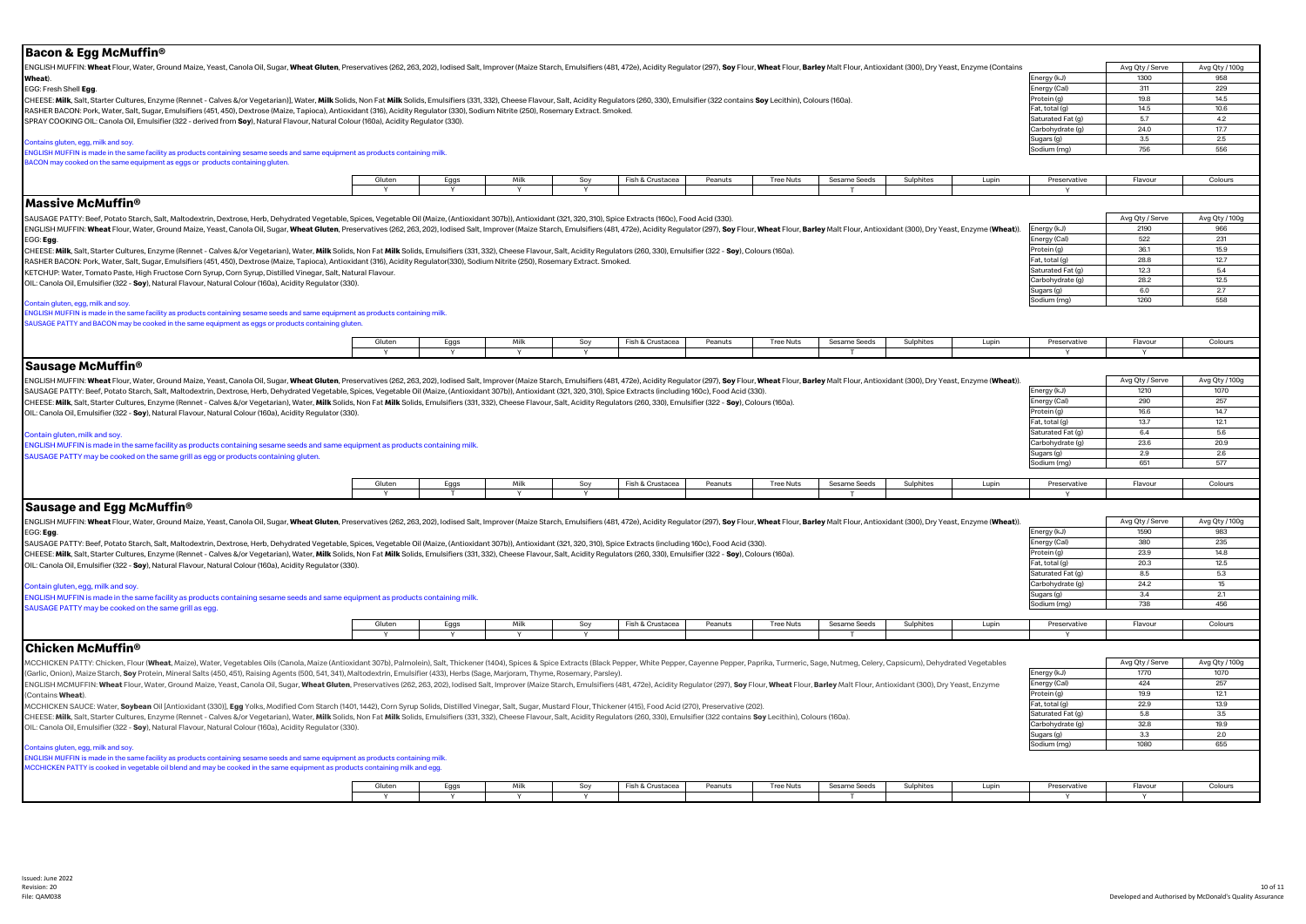## Bacon & Egg McMuffin®

ENGLISH MUFFIN: **Wheat** Flour, Water, Ground Maize, Yeast, Canola Oil, Sugar, **Wheat Gluten**, Preservatives (262, 263, 202), Iodised Salt, Improver (Maize Starch, Emulsifiers (481, 472e), Acidity Regulator (297), **Soy** Flour, **Wheat** Flour, **Barley** Malt Flour, Antioxidant (300), Dry Yeast, Enzyme (Contains **Wheat**).
EGG: Fresh Shell **Egg**.
CHEESE: **Milk**, Salt, Starter Cultures, Enzyme (Rennet - Calves &/or Vegetarian)], Water, **Milk** Solids, Non Fat **Milk** Solids, Emulsifiers (331, 332), Cheese Flavour, Salt, Acidity Regulators (260, 330), Emulsifier (322 contains **Soy** Lecithin), Colours (160a).
RASHER BACON: Pork, Water, Salt, Sugar, Emulsifiers (451, 450), Dextrose (Maize, Tapioca), Antioxidant (316), Acidity Regulator (330), Sodium Nitrite (250), Rosemary Extract. Smoked.
SPRAY COOKING OIL: Canola Oil, Emulsifier (322 - derived from **Soy**), Natural Flavour, Natural Colour (160a), Acidity Regulator (330).

Contains gluten, egg, milk and soy.
ENGLISH MUFFIN is made in the same facility as products containing sesame seeds and same equipment as products containing milk.
BACON may cooked on the same equipment as eggs or products containing gluten.

| | Avg Qty / Serve | Avg Qty / 100g |
|---|---|---|
| Energy (kJ) | 1300 | 958 |
| Energy (Cal) | 311 | 229 |
| Protein (g) | 19.8 | 14.5 |
| Fat, total (g) | 14.5 | 10.6 |
| Saturated Fat (g) | 5.7 | 4.2 |
| Carbohydrate (g) | 24.0 | 17.7 |
| Sugars (g) | 3.5 | 2.5 |
| Sodium (mg) | 756 | 556 |

| Gluten | Eggs | Milk | Soy | Fish & Crustacea | Peanuts | Tree Nuts | Sesame Seeds | Sulphites | Lupin | Preservative | Flavour | Colours |
|---|---|---|---|---|---|---|---|---|---|---|---|---|
| Y | Y | Y | Y | | | | T | | | Y | | |

## Massive McMuffin®

SAUSAGE PATTY: Beef, Potato Starch, Salt, Maltodextrin, Dextrose, Herb, Dehydrated Vegetable, Spices, Vegetable Oil (Maize, (Antioxidant 307b)), Antioxidant (321, 320, 310), Spice Extracts (160c), Food Acid (330).
ENGLISH MUFFIN: **Wheat** Flour, Water, Ground Maize, Yeast, Canola Oil, Sugar, **Wheat Gluten**, Preservatives (262, 263, 202), Iodised Salt, Improver (Maize Starch, Emulsifiers (481, 472e), Acidity Regulator (297), **Soy** Flour, **Wheat** Flour, **Barley** Malt Flour, Antioxidant (300), Dry Yeast, Enzyme (**Wheat**)).
EGG: **Egg**.
CHEESE: **Milk**, Salt, Starter Cultures, Enzyme (Rennet - Calves &/or Vegetarian), Water, **Milk** Solids, Non Fat **Milk** Solids, Emulsifiers (331, 332), Cheese Flavour, Salt, Acidity Regulators (260, 330), Emulsifier (322 - **Soy**), Colours (160a).
RASHER BACON: Pork, Water, Salt, Sugar, Emulsifiers (451, 450), Dextrose (Maize, Tapioca), Antioxidant (316), Acidity Regulator(330), Sodium Nitrite (250), Rosemary Extract. Smoked.
KETCHUP: Water, Tomato Paste, High Fructose Corn Syrup, Corn Syrup, Distilled Vinegar, Salt, Natural Flavour.
OIL: Canola Oil, Emulsifier (322 - **Soy**), Natural Flavour, Natural Colour (160a), Acidity Regulator (330).

Contain gluten, egg, milk and soy.
ENGLISH MUFFIN is made in the same facility as products containing sesame seeds and same equipment as products containing milk.
SAUSAGE PATTY and BACON may be cooked in the same equipment as eggs or products containing gluten.

| | Avg Qty / Serve | Avg Qty / 100g |
|---|---|---|
| Energy (kJ) | 2190 | 966 |
| Energy (Cal) | 522 | 231 |
| Protein (g) | 36.1 | 15.9 |
| Fat, total (g) | 28.8 | 12.7 |
| Saturated Fat (g) | 12.3 | 5.4 |
| Carbohydrate (g) | 28.2 | 12.5 |
| Sugars (g) | 6.0 | 2.7 |
| Sodium (mg) | 1260 | 558 |

| Gluten | Eggs | Milk | Soy | Fish & Crustacea | Peanuts | Tree Nuts | Sesame Seeds | Sulphites | Lupin | Preservative | Flavour | Colours |
|---|---|---|---|---|---|---|---|---|---|---|---|---|
| Y | Y | Y | Y | | | | T | | | Y | Y | |

## Sausage McMuffin®

ENGLISH MUFFIN: **Wheat** Flour, Water, Ground Maize, Yeast, Canola Oil, Sugar, **Wheat Gluten**, Preservatives (262, 263, 202), Iodised Salt, Improver (Maize Starch, Emulsifiers (481, 472e), Acidity Regulator (297), **Soy** Flour, **Wheat** Flour, **Barley** Malt Flour, Antioxidant (300), Dry Yeast, Enzyme (**Wheat**)).
SAUSAGE PATTY: Beef, Potato Starch, Salt, Maltodextrin, Dextrose, Herb, Dehydrated Vegetable, Spices, Vegetable Oil (Maize, (Antioxidant 307b)), Antioxidant (321, 320, 310), Spice Extracts (including 160c), Food Acid (330).
CHEESE: **Milk**, Salt, Starter Cultures, Enzyme (Rennet - Calves &/or Vegetarian), Water, **Milk** Solids, Non Fat **Milk** Solids, Emulsifiers (331, 332), Cheese Flavour, Salt, Acidity Regulators (260, 330), Emulsifier (322 - **Soy**), Colours (160a).
OIL: Canola Oil, Emulsifier (322 - **Soy**), Natural Flavour, Natural Colour (160a), Acidity Regulator (330).

Contain gluten, milk and soy.
ENGLISH MUFFIN is made in the same facility as products containing sesame seeds and same equipment as products containing milk.
SAUSAGE PATTY may be cooked on the same grill as egg or products containing gluten.

| | Avg Qty / Serve | Avg Qty / 100g |
|---|---|---|
| Energy (kJ) | 1210 | 1070 |
| Energy (Cal) | 290 | 257 |
| Protein (g) | 16.6 | 14.7 |
| Fat, total (g) | 13.7 | 12.1 |
| Saturated Fat (g) | 6.4 | 5.6 |
| Carbohydrate (g) | 23.6 | 20.9 |
| Sugars (g) | 2.9 | 2.6 |
| Sodium (mg) | 651 | 577 |

| Gluten | Eggs | Milk | Soy | Fish & Crustacea | Peanuts | Tree Nuts | Sesame Seeds | Sulphites | Lupin | Preservative | Flavour | Colours |
|---|---|---|---|---|---|---|---|---|---|---|---|---|
| Y | T | Y | Y | | | | T | | | Y | | |

## Sausage and Egg McMuffin®

ENGLISH MUFFIN: **Wheat** Flour, Water, Ground Maize, Yeast, Canola Oil, Sugar, **Wheat Gluten**, Preservatives (262, 263, 202), Iodised Salt, Improver (Maize Starch, Emulsifiers (481, 472e), Acidity Regulator (297), **Soy** Flour, **Wheat** Flour, **Barley** Malt Flour, Antioxidant (300), Dry Yeast, Enzyme (**Wheat**)).
EGG: **Egg**.
SAUSAGE PATTY: Beef, Potato Starch, Salt, Maltodextrin, Dextrose, Herb, Dehydrated Vegetable, Spices, Vegetable Oil (Maize, (Antioxidant 307b)), Antioxidant (321, 320, 310), Spice Extracts (including 160c), Food Acid (330).
CHEESE: **Milk**, Salt, Starter Cultures, Enzyme (Rennet - Calves &/or Vegetarian), Water, **Milk** Solids, Non Fat **Milk** Solids, Emulsifiers (331, 332), Cheese Flavour, Salt, Acidity Regulators (260, 330), Emulsifier (322 - **Soy**), Colours (160a).
OIL: Canola Oil, Emulsifier (322 - **Soy**), Natural Flavour, Natural Colour (160a), Acidity Regulator (330).

Contain gluten, egg, milk and soy.
ENGLISH MUFFIN is made in the same facility as products containing sesame seeds and same equipment as products containing milk.
SAUSAGE PATTY may be cooked on the same grill as egg.

| | Avg Qty / Serve | Avg Qty / 100g |
|---|---|---|
| Energy (kJ) | 1590 | 983 |
| Energy (Cal) | 380 | 235 |
| Protein (g) | 23.9 | 14.8 |
| Fat, total (g) | 20.3 | 12.5 |
| Saturated Fat (g) | 8.5 | 5.3 |
| Carbohydrate (g) | 24.2 | 15 |
| Sugars (g) | 3.4 | 2.1 |
| Sodium (mg) | 738 | 456 |

| Gluten | Eggs | Milk | Soy | Fish & Crustacea | Peanuts | Tree Nuts | Sesame Seeds | Sulphites | Lupin | Preservative | Flavour | Colours |
|---|---|---|---|---|---|---|---|---|---|---|---|---|
| Y | Y | Y | Y | | | | T | | | Y | | |

## Chicken McMuffin®

MCCHICKEN PATTY: Chicken, Flour (**Wheat**, Maize), Water, Vegetables Oils (Canola, Maize (Antioxidant 307b), Palmolein), Salt, Thickener (1404), Spices & Spice Extracts (Black Pepper, White Pepper, Cayenne Pepper, Paprika, Turmeric, Sage, Nutmeg, Celery, Capsicum), Dehydrated Vegetables (Garlic, Onion), Maize Starch, **Soy** Protein, Mineral Salts (450, 451), Raising Agents (500, 541, 341), Maltodextrin, Emulsifier (433), Herbs (Sage, Marjoram, Thyme, Rosemary, Parsley).
ENGLISH MCMUFFIN: **Wheat** Flour, Water, Ground Maize, Yeast, Canola Oil, Sugar, **Wheat Gluten**, Preservatives (262, 263, 202), Iodised Salt, Improver (Maize Starch, Emulsifiers (481, 472e), Acidity Regulator (297), **Soy** Flour, **Wheat** Flour, **Barley** Malt Flour, Antioxidant (300), Dry Yeast, Enzyme (Contains **Wheat**).
MCCHICKEN SAUCE: Water, **Soybean** Oil [Antioxidant (330)], **Egg** Yolks, Modified Corn Starch (1401, 1442), Corn Syrup Solids, Distilled Vinegar, Salt, Sugar, Mustard Flour, Thickener (415), Food Acid (270), Preservative (202).
CHEESE: **Milk**, Salt, Starter Cultures, Enzyme (Rennet - Calves &/or Vegetarian), Water, **Milk** Solids, Non Fat **Milk** Solids, Emulsifiers (331, 332), Cheese Flavour, Salt, Acidity Regulators (260, 330), Emulsifier (322 contains **Soy** Lecithin), Colours (160a).
OIL: Canola Oil, Emulsifier (322 - **Soy**), Natural Flavour, Natural Colour (160a), Acidity Regulator (330).

Contains gluten, egg, milk and soy.
ENGLISH MUFFIN is made in the same facility as products containing sesame seeds and same equipment as products containing milk.
MCCHICKEN PATTY is cooked in vegetable oil blend and may be cooked in the same equipment as products containing milk and egg.

| | Avg Qty / Serve | Avg Qty / 100g |
|---|---|---|
| Energy (kJ) | 1770 | 1070 |
| Energy (Cal) | 424 | 257 |
| Protein (g) | 19.9 | 12.1 |
| Fat, total (g) | 22.9 | 13.9 |
| Saturated Fat (g) | 5.8 | 3.5 |
| Carbohydrate (g) | 32.8 | 19.9 |
| Sugars (g) | 3.3 | 2.0 |
| Sodium (mg) | 1080 | 655 |

| Gluten | Eggs | Milk | Soy | Fish & Crustacea | Peanuts | Tree Nuts | Sesame Seeds | Sulphites | Lupin | Preservative | Flavour | Colours |
|---|---|---|---|---|---|---|---|---|---|---|---|---|
| Y | Y | Y | Y | | | | T | | | Y | Y | |

Issued: June 2022
Revision: 20
File: QAM038

Developed and Authorised by McDonald's Quality Assurance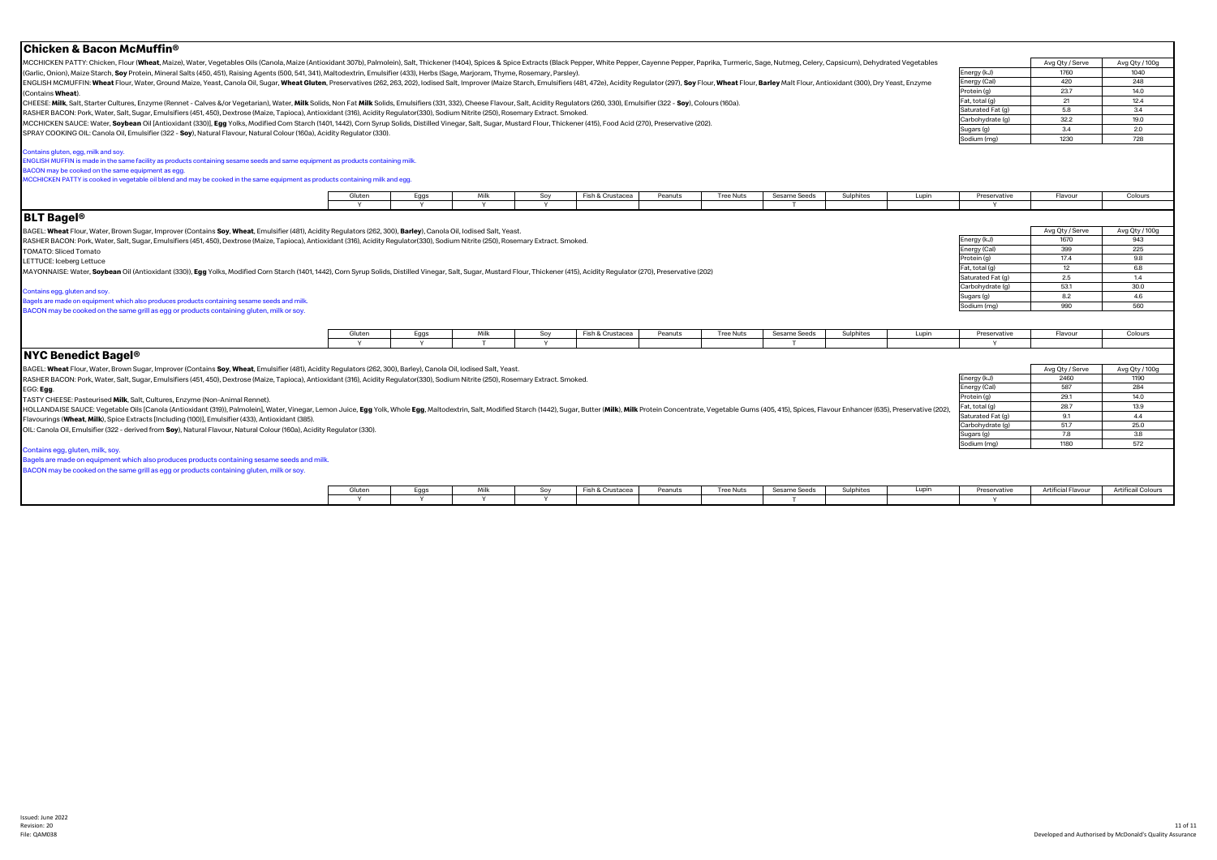## Chicken & Bacon McMuffin®

MCCHICKEN PATTY: Chicken, Flour (**Wheat**, Maize), Water, Vegetables Oils (Canola, Maize (Antioxidant 307b), Palmolein), Salt, Thickener (1404), Spices & Spice Extracts (Black Pepper, White Pepper, Cayenne Pepper, Paprika, Turmeric, Sage, Nutmeg, Celery, Capsicum), Dehydrated Vegetables (Garlic, Onion), Maize Starch, **Soy** Protein, Mineral Salts (450, 451), Raising Agents (500, 541, 341), Maltodextrin, Emulsifier (433), Herbs (Sage, Marjoram, Thyme, Rosemary, Parsley).

ENGLISH MCMUFFIN: **Wheat** Flour, Water, Ground Maize, Yeast, Canola Oil, Sugar, **Wheat Gluten**, Preservatives (262, 263, 202), Iodised Salt, Improver (Maize Starch, Emulsifiers (481, 472e), Acidity Regulator (297), **Soy** Flour, **Wheat** Flour, **Barley** Malt Flour, Antioxidant (300), Dry Yeast, Enzyme (Contains **Wheat**).

CHEESE: **Milk**, Salt, Starter Cultures, Enzyme (Rennet - Calves &/or Vegetarian), Water, **Milk** Solids, Non Fat **Milk** Solids, Emulsifiers (331, 332), Cheese Flavour, Salt, Acidity Regulators (260, 330), Emulsifier (322 - **Soy**), Colours (160a).

RASHER BACON: Pork, Water, Salt, Sugar, Emulsifiers (451, 450), Dextrose (Maize, Tapioca), Antioxidant (316), Acidity Regulator(330), Sodium Nitrite (250), Rosemary Extract. Smoked.

MCCHICKEN SAUCE: Water, **Soybean** Oil [Antioxidant (330)], **Egg** Yolks, Modified Corn Starch (1401, 1442), Corn Syrup Solids, Distilled Vinegar, Salt, Sugar, Mustard Flour, Thickener (415), Food Acid (270), Preservative (202).

SPRAY COOKING OIL: Canola Oil, Emulsifier (322 - **Soy**), Natural Flavour, Natural Colour (160a), Acidity Regulator (330).

| | Avg Qty / Serve | Avg Qty / 100g |
|---|---|---|
| Energy (kJ) | 1760 | 1040 |
| Energy (Cal) | 420 | 248 |
| Protein (g) | 23.7 | 14.0 |
| Fat, total (g) | 21 | 12.4 |
| Saturated Fat (g) | 5.8 | 3.4 |
| Carbohydrate (g) | 32.2 | 19.0 |
| Sugars (g) | 3.4 | 2.0 |
| Sodium (mg) | 1230 | 728 |

Contains gluten, egg, milk and soy.

ENGLISH MUFFIN is made in the same facility as products containing sesame seeds and same equipment as products containing milk.

BACON may be cooked on the same equipment as egg.

MCCHICKEN PATTY is cooked in vegetable oil blend and may be cooked in the same equipment as products containing milk and egg.

| Gluten | Eggs | Milk | Soy | Fish & Crustacea | Peanuts | Tree Nuts | Sesame Seeds | Sulphites | Lupin | Preservative | Flavour | Colours |
|---|---|---|---|---|---|---|---|---|---|---|---|---|
| Y | Y | Y | Y | | | | T | | | Y | | |

## BLT Bagel®

BAGEL: **Wheat** Flour, Water, Brown Sugar, Improver (Contains **Soy**, **Wheat**, Emulsifier (481), Acidity Regulators (262, 300), **Barley**), Canola Oil, Iodised Salt, Yeast.

RASHER BACON: Pork, Water, Salt, Sugar, Emulsifiers (451, 450), Dextrose (Maize, Tapioca), Antioxidant (316), Acidity Regulator(330), Sodium Nitrite (250), Rosemary Extract. Smoked.

TOMATO: Sliced Tomato

LETTUCE: Iceberg Lettuce

MAYONNAISE: Water, **Soybean** Oil (Antioxidant (330)), **Egg** Yolks, Modified Corn Starch (1401, 1442), Corn Syrup Solids, Distilled Vinegar, Salt, Sugar, Mustard Flour, Thickener (415), Acidity Regulator (270), Preservative (202)

| | Avg Qty / Serve | Avg Qty / 100g |
|---|---|---|
| Energy (kJ) | 1670 | 943 |
| Energy (Cal) | 399 | 225 |
| Protein (g) | 17.4 | 9.8 |
| Fat, total (g) | 12 | 6.8 |
| Saturated Fat (g) | 2.5 | 1.4 |
| Carbohydrate (g) | 53.1 | 30.0 |
| Sugars (g) | 8.2 | 4.6 |
| Sodium (mg) | 990 | 560 |

Contains egg, gluten and soy.

Bagels are made on equipment which also produces products containing sesame seeds and milk.

BACON may be cooked on the same grill as egg or products containing gluten, milk or soy.

| Gluten | Eggs | Milk | Soy | Fish & Crustacea | Peanuts | Tree Nuts | Sesame Seeds | Sulphites | Lupin | Preservative | Flavour | Colours |
|---|---|---|---|---|---|---|---|---|---|---|---|---|
| Y | Y | T | Y | | | | T | | | Y | | |

## NYC Benedict Bagel®

BAGEL: **Wheat** Flour, Water, Brown Sugar, Improver (Contains **Soy**, **Wheat**, Emulsifier (481), Acidity Regulators (262, 300), Barley), Canola Oil, Iodised Salt, Yeast.

RASHER BACON: Pork, Water, Salt, Sugar, Emulsifiers (451, 450), Dextrose (Maize, Tapioca), Antioxidant (316), Acidity Regulator(330), Sodium Nitrite (250), Rosemary Extract. Smoked.

EGG: **Egg**.

TASTY CHEESE: Pasteurised **Milk**, Salt, Cultures, Enzyme (Non-Animal Rennet).

HOLLANDAISE SAUCE: Vegetable Oils [Canola (Antioxidant (319)), Palmolein], Water, Vinegar, Lemon Juice, **Egg** Yolk, Whole **Egg**, Maltodextrin, Salt, Modified Starch (1442), Sugar, Butter (**Milk**), **Milk** Protein Concentrate, Vegetable Gums (405, 415), Spices, Flavour Enhancer (635), Preservative (202), Flavourings (**Wheat**, **Milk**), Spice Extracts [Including (100)], Emulsifier (433), Antioxidant (385).

OIL: Canola Oil, Emulsifier (322 - derived from **Soy**), Natural Flavour, Natural Colour (160a), Acidity Regulator (330).

| | Avg Qty / Serve | Avg Qty / 100g |
|---|---|---|
| Energy (kJ) | 2460 | 1190 |
| Energy (Cal) | 587 | 284 |
| Protein (g) | 29.1 | 14.0 |
| Fat, total (g) | 28.7 | 13.9 |
| Saturated Fat (g) | 9.1 | 4.4 |
| Carbohydrate (g) | 51.7 | 25.0 |
| Sugars (g) | 7.8 | 3.8 |
| Sodium (mg) | 1180 | 572 |

Contains egg, gluten, milk, soy.

Bagels are made on equipment which also produces products containing sesame seeds and milk.

BACON may be cooked on the same grill as egg or products containing gluten, milk or soy.

| Gluten | Eggs | Milk | Soy | Fish & Crustacea | Peanuts | Tree Nuts | Sesame Seeds | Sulphites | Lupin | Preservative | Artificial Flavour | Artificail Colours |
|---|---|---|---|---|---|---|---|---|---|---|---|---|
| Y | Y | Y | Y | | | | T | | | Y | | |

Issued: June 2022
Revision: 20
File: QAM038

Developed and Authorised by McDonald's Quality Assurance